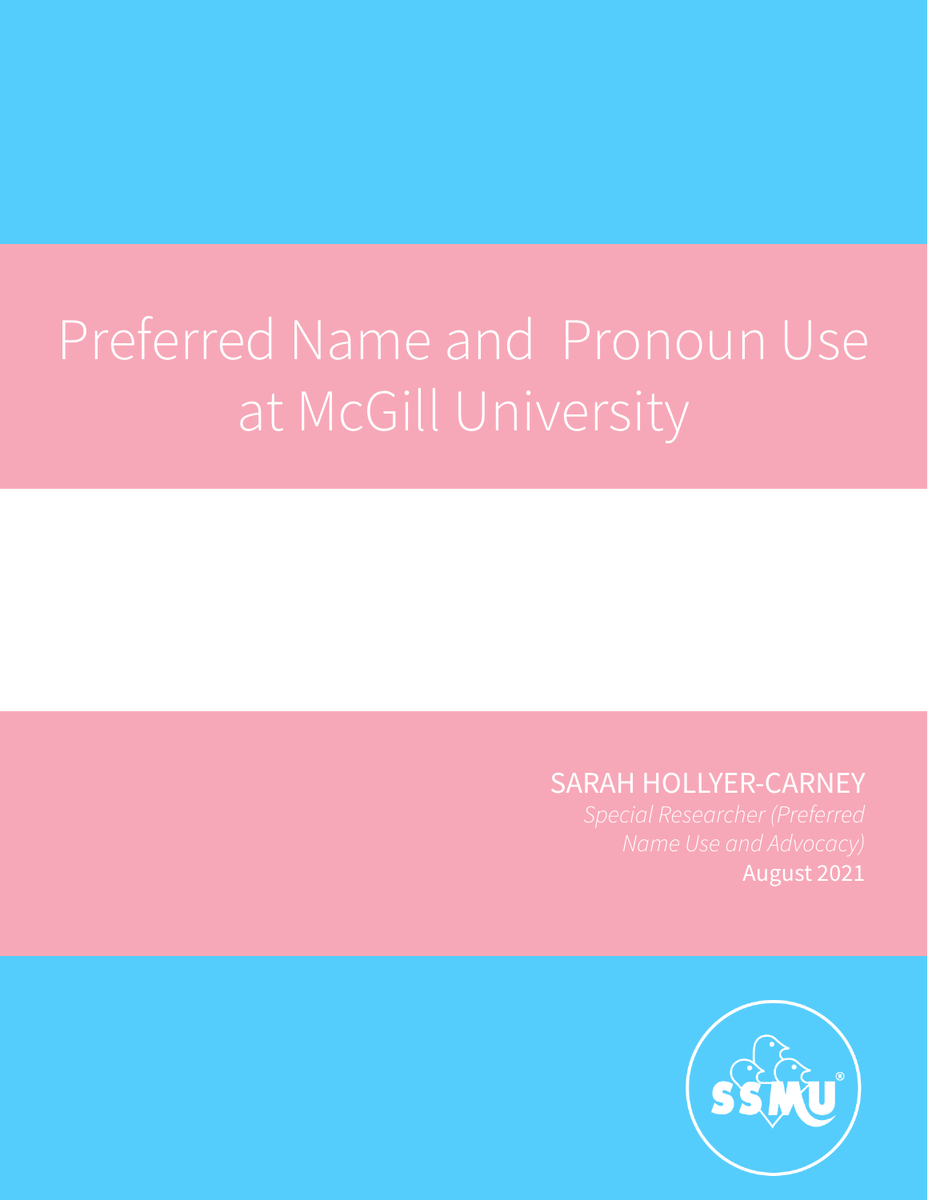# Preferred Name and Pronoun Use at McGill University

SARAH HOLLYER-CARNEY

*Special Researcher (Preferred Name Use and Advocacy)*

August 2021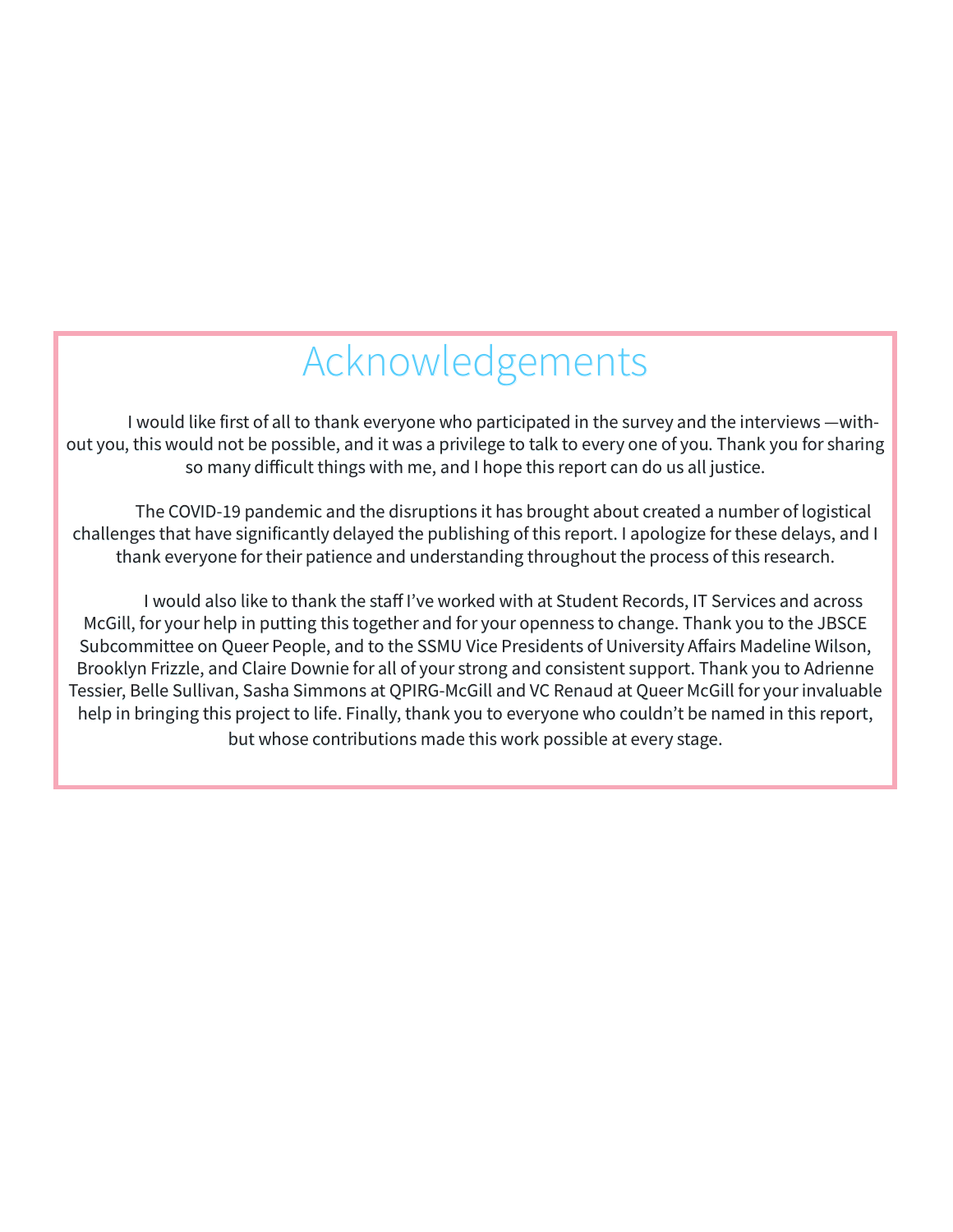# Acknowledgements

I would like first of all to thank everyone who participated in the survey and the interviews —without you, this would not be possible, and it was a privilege to talk to every one of you. Thank you for sharing so many difficult things with me, and I hope this report can do us all justice.

The COVID-19 pandemic and the disruptions it has brought about created a number of logistical challenges that have significantly delayed the publishing of this report. I apologize for these delays, and I thank everyone for their patience and understanding throughout the process of this research.

I would also like to thank the staff I've worked with at Student Records, IT Services and across McGill, for your help in putting this together and for your openness to change. Thank you to the JBSCE Subcommittee on Queer People, and to the SSMU Vice Presidents of University Affairs Madeline Wilson, Brooklyn Frizzle, and Claire Downie for all of your strong and consistent support. Thank you to Adrienne Tessier, Belle Sullivan, Sasha Simmons at QPIRG-McGill and VC Renaud at Queer McGill for your invaluable help in bringing this project to life. Finally, thank you to everyone who couldn't be named in this report, but whose contributions made this work possible at every stage.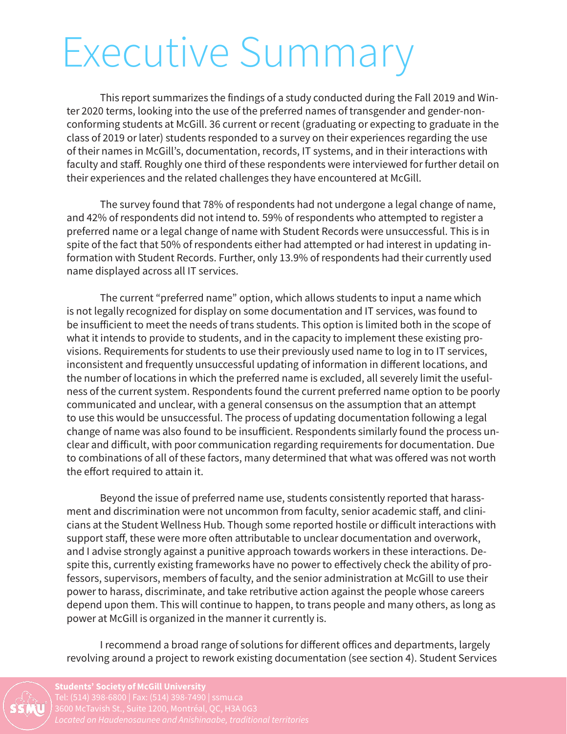# Executive Summary

This report summarizes the findings of a study conducted during the Fall 2019 and Winter 2020 terms, looking into the use of the preferred names of transgender and gender-non-conforming students at McGill. 36 current or recent (graduating or expecting to graduate in the class of 2019 or later) students responded to a survey on their experiences regarding the use of their names in McGill's, documentation, records, IT systems, and in their interactions with faculty and staff. Roughly one third of these respondents were interviewed for further detail on their experiences and the related challenges they have encountered at McGill.

The survey found that 78% of respondents had not undergone a legal change of name, and 42% of respondents did not intend to. 59% of respondents who attempted to register a preferred name or a legal change of name with Student Records were unsuccessful. This is in spite of the fact that 50% of respondents either had attempted or had interest in updating information with Student Records. Further, only 13.9% of respondents had their currently used name displayed across all IT services.

The current "preferred name" option, which allows students to input a name which is not legally recognized for display on some documentation and IT services, was found to be insufficient to meet the needs of trans students. This option is limited both in the scope of what it intends to provide to students, and in the capacity to implement these existing provisions. Requirements for students to use their previously used name to log in to IT services, inconsistent and frequently unsuccessful updating of information in different locations, and the number of locations in which the preferred name is excluded, all severely limit the usefulness of the current system. Respondents found the current preferred name option to be poorly communicated and unclear, with a general consensus on the assumption that an attempt to use this would be unsuccessful. The process of updating documentation following a legal change of name was also found to be insufficient. Respondents similarly found the process unclear and difficult, with poor communication regarding requirements for documentation. Due to combinations of all of these factors, many determined that what was offered was not worth the effort required to attain it.

Beyond the issue of preferred name use, students consistently reported that harassment and discrimination were not uncommon from faculty, senior academic staff, and clinicians at the Student Wellness Hub. Though some reported hostile or difficult interactions with support staff, these were more often attributable to unclear documentation and overwork, and I advise strongly against a punitive approach towards workers in these interactions. Despite this, currently existing frameworks have no power to effectively check the ability of professors, supervisors, members of faculty, and the senior administration at McGill to use their power to harass, discriminate, and take retributive action against the people whose careers depend upon them. This will continue to happen, to trans people and many others, as long as power at McGill is organized in the manner it currently is.

I recommend a broad range of solutions for different offices and departments, largely revolving around a project to rework existing documentation (see section 4). Student Services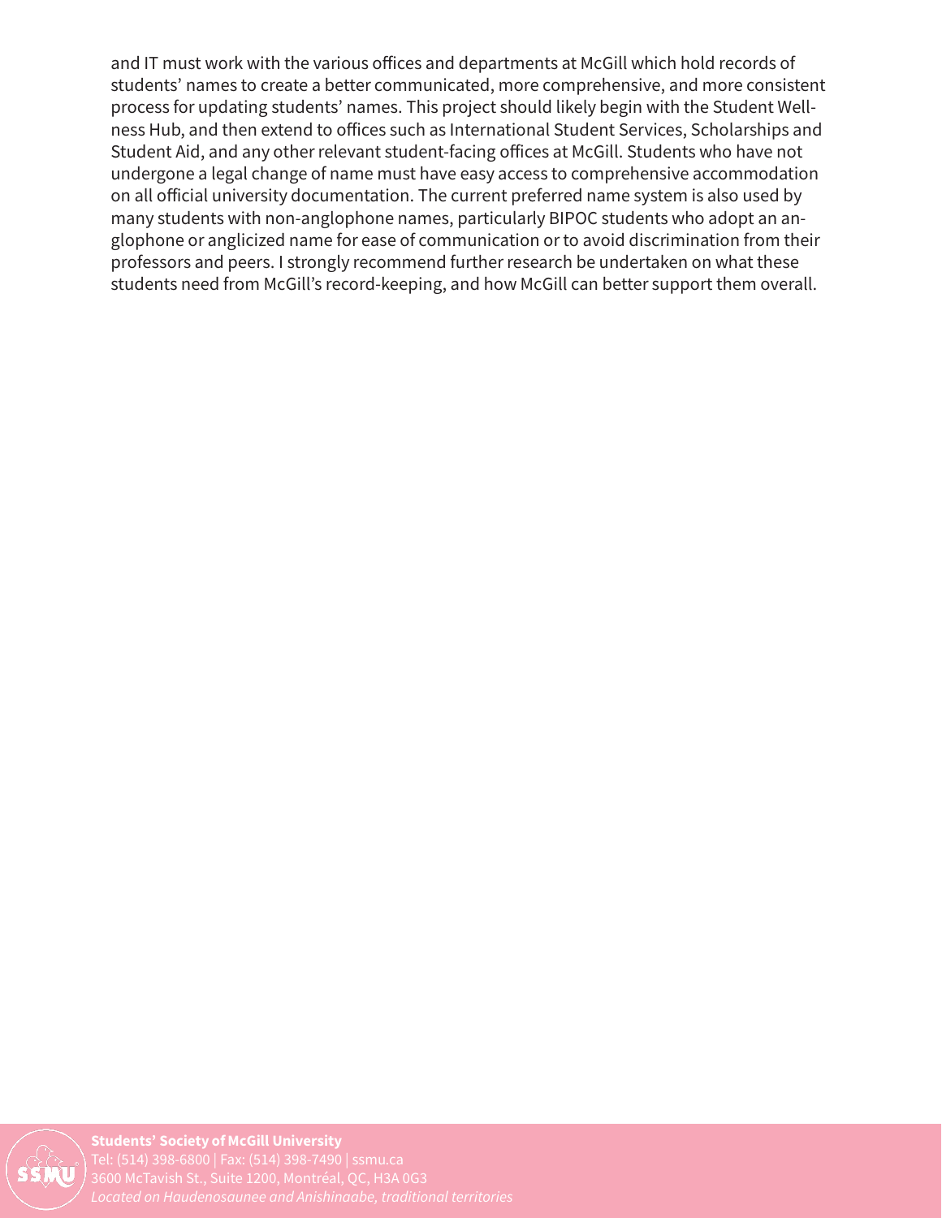and IT must work with the various offices and departments at McGill which hold records of students' names to create a better communicated, more comprehensive, and more consistent process for updating students' names. This project should likely begin with the Student Wellness Hub, and then extend to offices such as International Student Services, Scholarships and Student Aid, and any other relevant student-facing offices at McGill. Students who have not undergone a legal change of name must have easy access to comprehensive accommodation on all official university documentation. The current preferred name system is also used by many students with non-anglophone names, particularly BIPOC students who adopt an anglophone or anglicized name for ease of communication or to avoid discrimination from their professors and peers. I strongly recommend further research be undertaken on what these students need from McGill's record-keeping, and how McGill can better support them overall.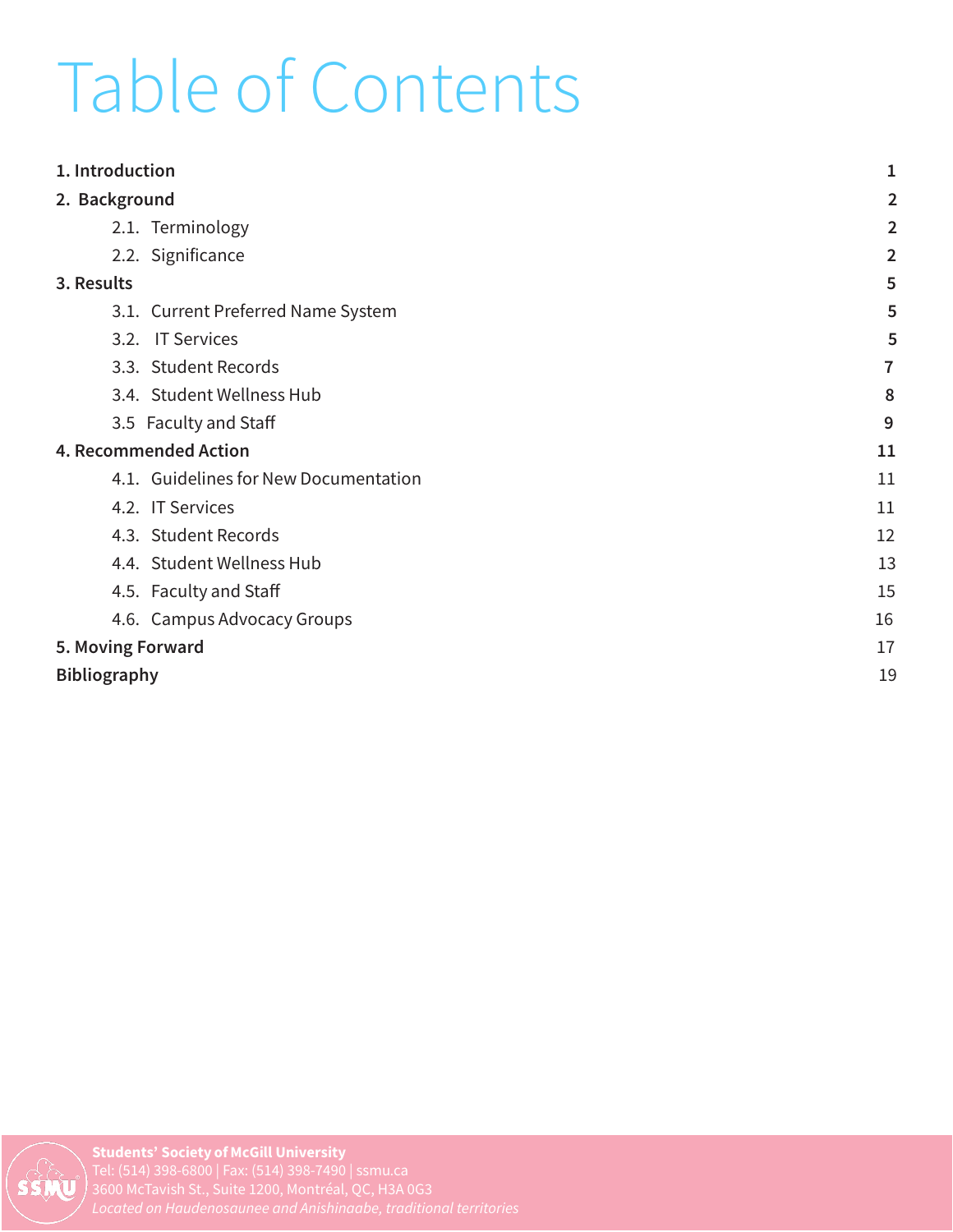# Table of Contents

| | |
|---|---|
| **1. Introduction** | **1** |
| **2. Background** | **2** |
| 2.1. Terminology | 2 |
| 2.2. Significance | 2 |
| **3. Results** | **5** |
| 3.1. Current Preferred Name System | 5 |
| 3.2. IT Services | 5 |
| 3.3. Student Records | 7 |
| 3.4. Student Wellness Hub | 8 |
| 3.5 Faculty and Staff | 9 |
| **4. Recommended Action** | **11** |
| 4.1. Guidelines for New Documentation | 11 |
| 4.2. IT Services | 11 |
| 4.3. Student Records | 12 |
| 4.4. Student Wellness Hub | 13 |
| 4.5. Faculty and Staff | 15 |
| 4.6. Campus Advocacy Groups | 16 |
| **5. Moving Forward** | 17 |
| **Bibliography** | 19 |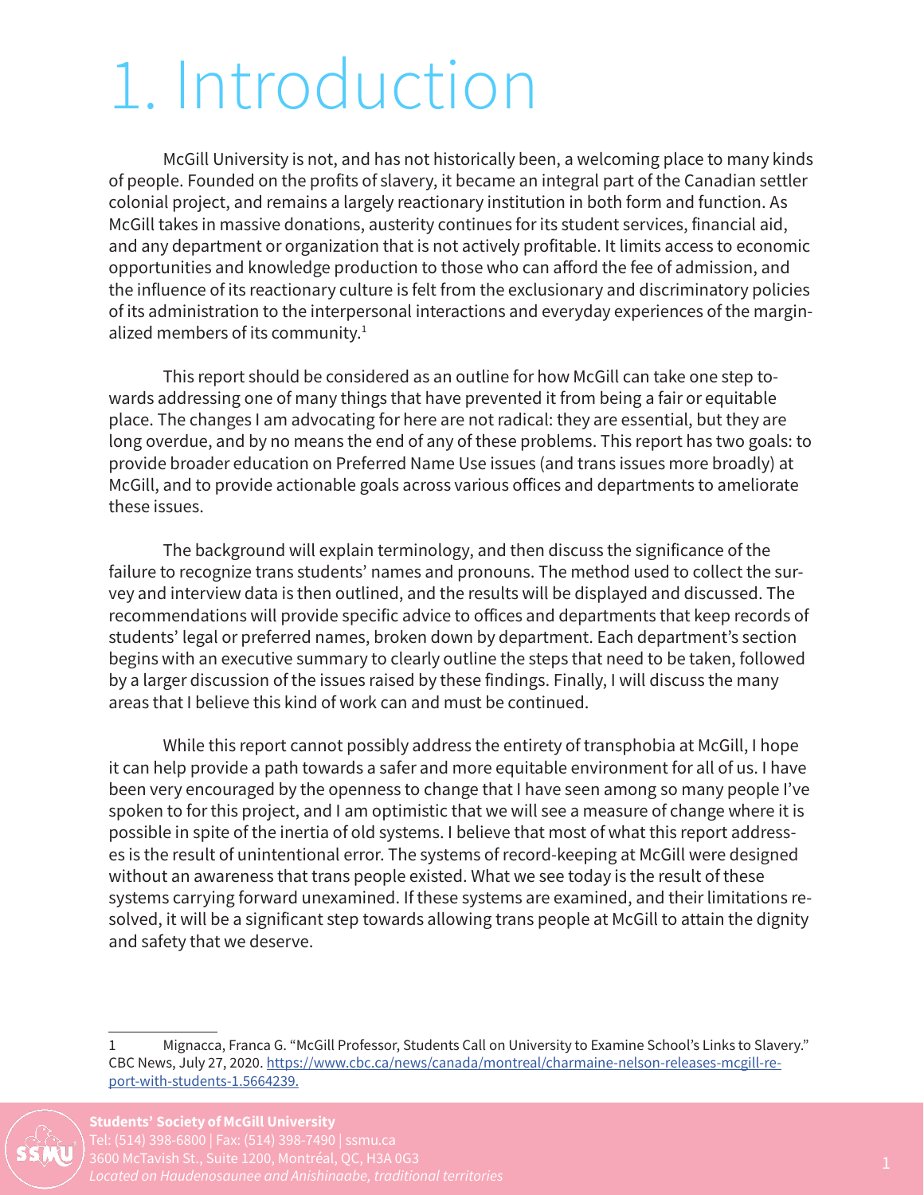# 1. Introduction

McGill University is not, and has not historically been, a welcoming place to many kinds of people. Founded on the profits of slavery, it became an integral part of the Canadian settler colonial project, and remains a largely reactionary institution in both form and function. As McGill takes in massive donations, austerity continues for its student services, financial aid, and any department or organization that is not actively profitable. It limits access to economic opportunities and knowledge production to those who can afford the fee of admission, and the influence of its reactionary culture is felt from the exclusionary and discriminatory policies of its administration to the interpersonal interactions and everyday experiences of the marginalized members of its community.[1]

This report should be considered as an outline for how McGill can take one step towards addressing one of many things that have prevented it from being a fair or equitable place. The changes I am advocating for here are not radical: they are essential, but they are long overdue, and by no means the end of any of these problems. This report has two goals: to provide broader education on Preferred Name Use issues (and trans issues more broadly) at McGill, and to provide actionable goals across various offices and departments to ameliorate these issues.

The background will explain terminology, and then discuss the significance of the failure to recognize trans students' names and pronouns. The method used to collect the survey and interview data is then outlined, and the results will be displayed and discussed. The recommendations will provide specific advice to offices and departments that keep records of students' legal or preferred names, broken down by department. Each department's section begins with an executive summary to clearly outline the steps that need to be taken, followed by a larger discussion of the issues raised by these findings. Finally, I will discuss the many areas that I believe this kind of work can and must be continued.

While this report cannot possibly address the entirety of transphobia at McGill, I hope it can help provide a path towards a safer and more equitable environment for all of us. I have been very encouraged by the openness to change that I have seen among so many people I've spoken to for this project, and I am optimistic that we will see a measure of change where it is possible in spite of the inertia of old systems. I believe that most of what this report addresses is the result of unintentional error. The systems of record-keeping at McGill were designed without an awareness that trans people existed. What we see today is the result of these systems carrying forward unexamined. If these systems are examined, and their limitations resolved, it will be a significant step towards allowing trans people at McGill to attain the dignity and safety that we deserve.

---

1 Mignacca, Franca G. "McGill Professor, Students Call on University to Examine School's Links to Slavery." CBC News, July 27, 2020. https://www.cbc.ca/news/canada/montreal/charmaine-nelson-releases-mcgill-report-with-students-1.5664239.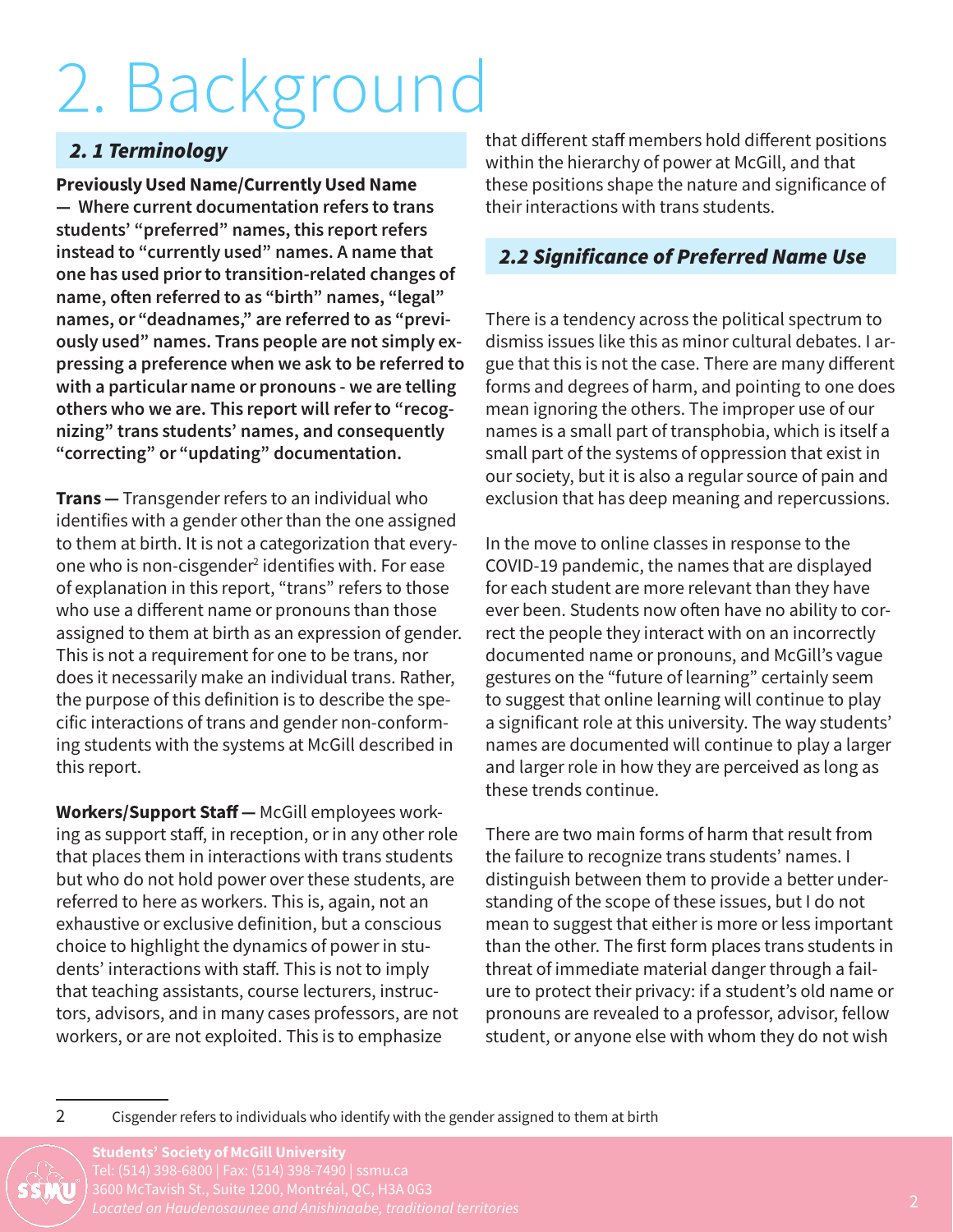# 2. Background

## *2. 1 Terminology*

**Previously Used Name/Currently Used Name — Where current documentation refers to trans students' "preferred" names, this report refers instead to "currently used" names. A name that one has used prior to transition-related changes of name, often referred to as "birth" names, "legal" names, or "deadnames," are referred to as "previously used" names. Trans people are not simply expressing a preference when we ask to be referred to with a particular name or pronouns - we are telling others who we are. This report will refer to "recognizing" trans students' names, and consequently "correcting" or "updating" documentation.**

**Trans —** Transgender refers to an individual who identifies with a gender other than the one assigned to them at birth. It is not a categorization that everyone who is non-cisgender[2] identifies with. For ease of explanation in this report, "trans" refers to those who use a different name or pronouns than those assigned to them at birth as an expression of gender. This is not a requirement for one to be trans, nor does it necessarily make an individual trans. Rather, the purpose of this definition is to describe the specific interactions of trans and gender non-conforming students with the systems at McGill described in this report.

**Workers/Support Staff —** McGill employees working as support staff, in reception, or in any other role that places them in interactions with trans students but who do not hold power over these students, are referred to here as workers. This is, again, not an exhaustive or exclusive definition, but a conscious choice to highlight the dynamics of power in students' interactions with staff. This is not to imply that teaching assistants, course lecturers, instructors, advisors, and in many cases professors, are not workers, or are not exploited. This is to emphasize that different staff members hold different positions within the hierarchy of power at McGill, and that these positions shape the nature and significance of their interactions with trans students.

## *2.2 Significance of Preferred Name Use*

There is a tendency across the political spectrum to dismiss issues like this as minor cultural debates. I argue that this is not the case. There are many different forms and degrees of harm, and pointing to one does mean ignoring the others. The improper use of our names is a small part of transphobia, which is itself a small part of the systems of oppression that exist in our society, but it is also a regular source of pain and exclusion that has deep meaning and repercussions.

In the move to online classes in response to the COVID-19 pandemic, the names that are displayed for each student are more relevant than they have ever been. Students now often have no ability to correct the people they interact with on an incorrectly documented name or pronouns, and McGill's vague gestures on the "future of learning" certainly seem to suggest that online learning will continue to play a significant role at this university. The way students' names are documented will continue to play a larger and larger role in how they are perceived as long as these trends continue.

There are two main forms of harm that result from the failure to recognize trans students' names. I distinguish between them to provide a better understanding of the scope of these issues, but I do not mean to suggest that either is more or less important than the other. The first form places trans students in threat of immediate material danger through a failure to protect their privacy: if a student's old name or pronouns are revealed to a professor, advisor, fellow student, or anyone else with whom they do not wish

---

2 Cisgender refers to individuals who identify with the gender assigned to them at birth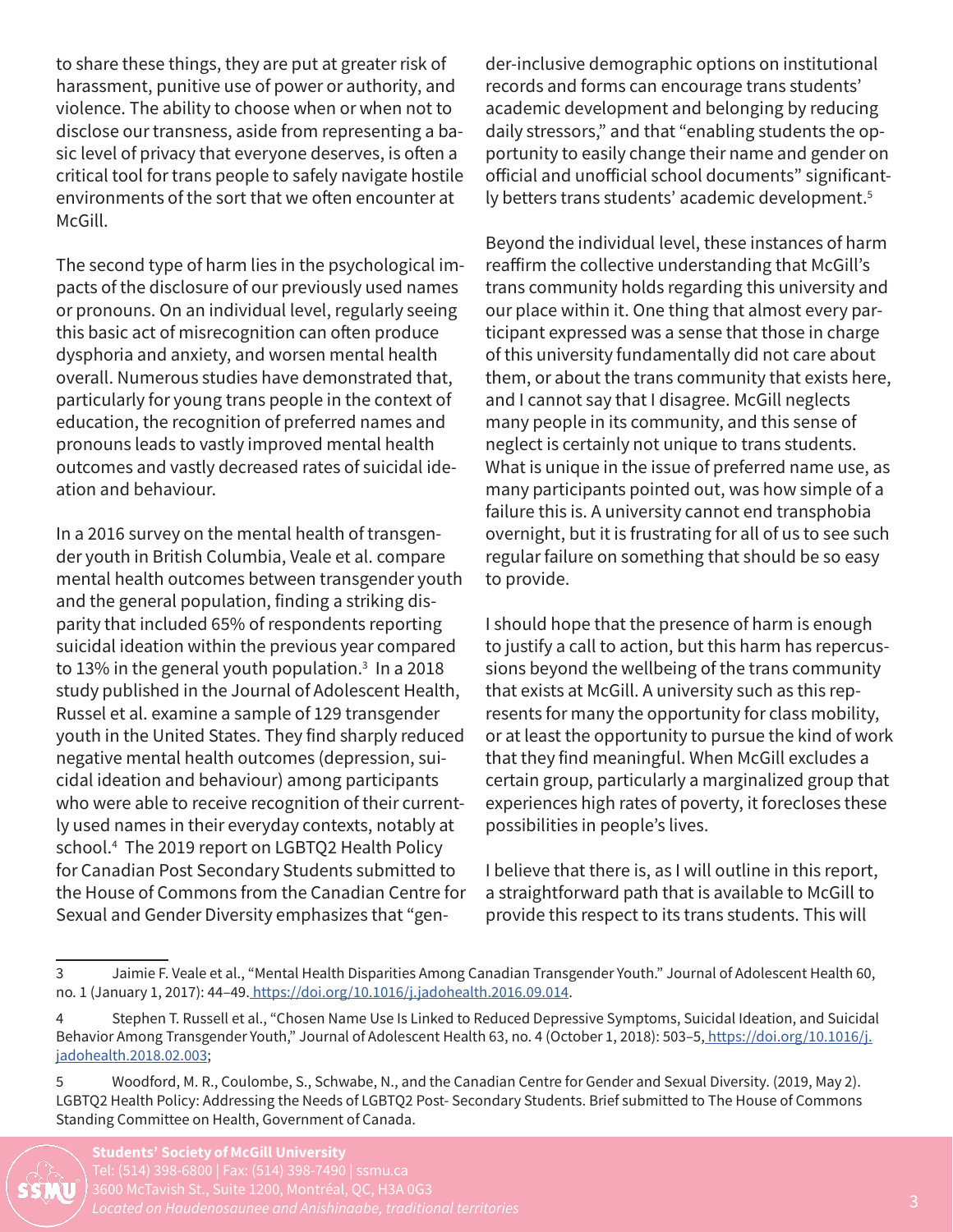to share these things, they are put at greater risk of harassment, punitive use of power or authority, and violence. The ability to choose when or when not to disclose our transness, aside from representing a basic level of privacy that everyone deserves, is often a critical tool for trans people to safely navigate hostile environments of the sort that we often encounter at McGill.

The second type of harm lies in the psychological impacts of the disclosure of our previously used names or pronouns. On an individual level, regularly seeing this basic act of misrecognition can often produce dysphoria and anxiety, and worsen mental health overall. Numerous studies have demonstrated that, particularly for young trans people in the context of education, the recognition of preferred names and pronouns leads to vastly improved mental health outcomes and vastly decreased rates of suicidal ideation and behaviour.

In a 2016 survey on the mental health of transgender youth in British Columbia, Veale et al. compare mental health outcomes between transgender youth and the general population, finding a striking disparity that included 65% of respondents reporting suicidal ideation within the previous year compared to 13% in the general youth population.[3] In a 2018 study published in the Journal of Adolescent Health, Russel et al. examine a sample of 129 transgender youth in the United States. They find sharply reduced negative mental health outcomes (depression, suicidal ideation and behaviour) among participants who were able to receive recognition of their currently used names in their everyday contexts, notably at school.[4] The 2019 report on LGBTQ2 Health Policy for Canadian Post Secondary Students submitted to the House of Commons from the Canadian Centre for Sexual and Gender Diversity emphasizes that "gender-inclusive demographic options on institutional records and forms can encourage trans students' academic development and belonging by reducing daily stressors," and that "enabling students the opportunity to easily change their name and gender on official and unofficial school documents" significantly betters trans students' academic development.[5]

Beyond the individual level, these instances of harm reaffirm the collective understanding that McGill's trans community holds regarding this university and our place within it. One thing that almost every participant expressed was a sense that those in charge of this university fundamentally did not care about them, or about the trans community that exists here, and I cannot say that I disagree. McGill neglects many people in its community, and this sense of neglect is certainly not unique to trans students. What is unique in the issue of preferred name use, as many participants pointed out, was how simple of a failure this is. A university cannot end transphobia overnight, but it is frustrating for all of us to see such regular failure on something that should be so easy to provide.

I should hope that the presence of harm is enough to justify a call to action, but this harm has repercussions beyond the wellbeing of the trans community that exists at McGill. A university such as this represents for many the opportunity for class mobility, or at least the opportunity to pursue the kind of work that they find meaningful. When McGill excludes a certain group, particularly a marginalized group that experiences high rates of poverty, it forecloses these possibilities in people's lives.

I believe that there is, as I will outline in this report, a straightforward path that is available to McGill to provide this respect to its trans students. This will

---

3 Jaimie F. Veale et al., "Mental Health Disparities Among Canadian Transgender Youth." Journal of Adolescent Health 60, no. 1 (January 1, 2017): 44–49. https://doi.org/10.1016/j.jadohealth.2016.09.014.

4 Stephen T. Russell et al., "Chosen Name Use Is Linked to Reduced Depressive Symptoms, Suicidal Ideation, and Suicidal Behavior Among Transgender Youth," Journal of Adolescent Health 63, no. 4 (October 1, 2018): 503–5, https://doi.org/10.1016/j.jadohealth.2018.02.003;

5 Woodford, M. R., Coulombe, S., Schwabe, N., and the Canadian Centre for Gender and Sexual Diversity. (2019, May 2). LGBTQ2 Health Policy: Addressing the Needs of LGBTQ2 Post- Secondary Students. Brief submitted to The House of Commons Standing Committee on Health, Government of Canada.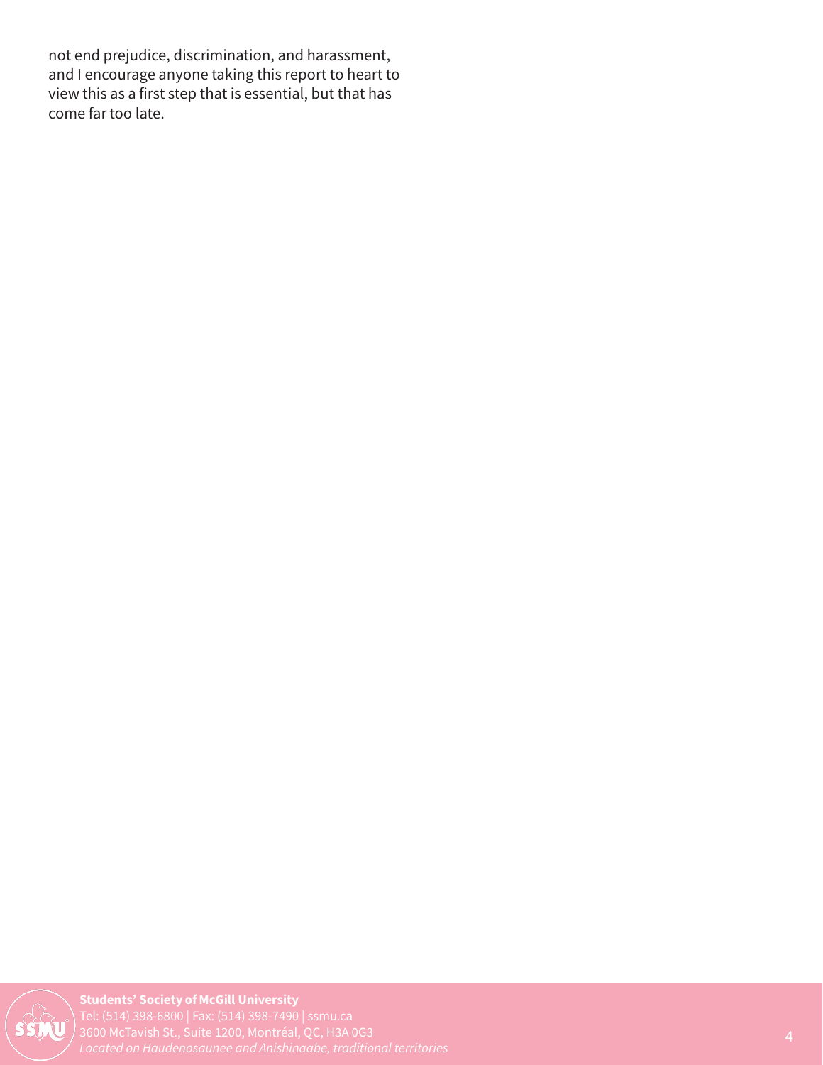not end prejudice, discrimination, and harassment, and I encourage anyone taking this report to heart to view this as a first step that is essential, but that has come far too late.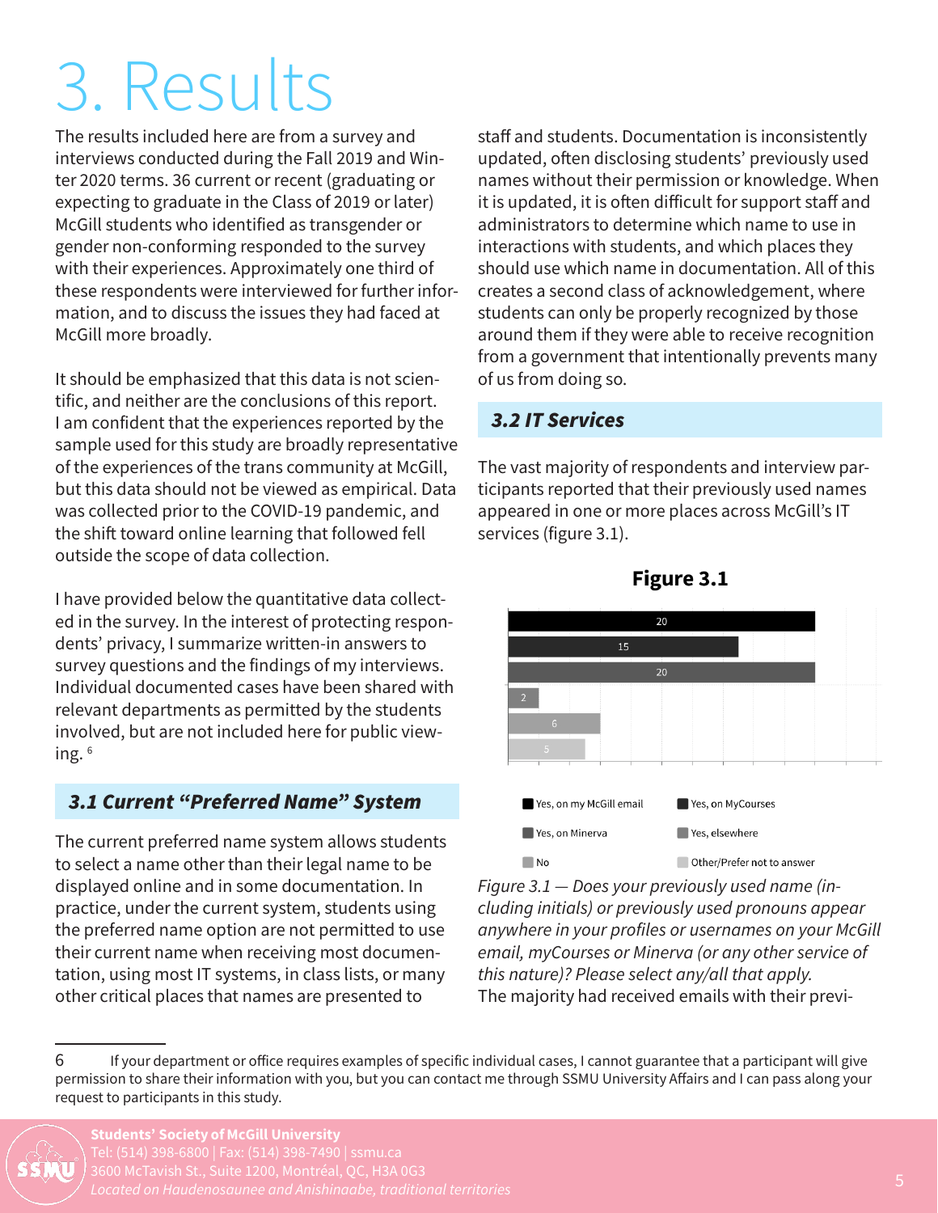# 3. Results

The results included here are from a survey and interviews conducted during the Fall 2019 and Winter 2020 terms. 36 current or recent (graduating or expecting to graduate in the Class of 2019 or later) McGill students who identified as transgender or gender non-conforming responded to the survey with their experiences. Approximately one third of these respondents were interviewed for further information, and to discuss the issues they had faced at McGill more broadly.

It should be emphasized that this data is not scientific, and neither are the conclusions of this report. I am confident that the experiences reported by the sample used for this study are broadly representative of the experiences of the trans community at McGill, but this data should not be viewed as empirical. Data was collected prior to the COVID-19 pandemic, and the shift toward online learning that followed fell outside the scope of data collection.

I have provided below the quantitative data collected in the survey. In the interest of protecting respondents' privacy, I summarize written-in answers to survey questions and the findings of my interviews. Individual documented cases have been shared with relevant departments as permitted by the students involved, but are not included here for public viewing. [6]

## 3.1 Current "Preferred Name" System

The current preferred name system allows students to select a name other than their legal name to be displayed online and in some documentation. In practice, under the current system, students using the preferred name option are not permitted to use their current name when receiving most documentation, using most IT systems, in class lists, or many other critical places that names are presented to staff and students. Documentation is inconsistently updated, often disclosing students' previously used names without their permission or knowledge. When it is updated, it is often difficult for support staff and administrators to determine which name to use in interactions with students, and which places they should use which name in documentation. All of this creates a second class of acknowledgement, where students can only be properly recognized by those around them if they were able to receive recognition from a government that intentionally prevents many of us from doing so.

## 3.2 IT Services

The vast majority of respondents and interview participants reported that their previously used names appeared in one or more places across McGill's IT services (figure 3.1).

**Figure 3.1**

| Response | Count |
|---|---|
| Yes, on my McGill email | 20 |
| Yes, on MyCourses | 15 |
| Yes, on Minerva | 20 |
| Yes, elsewhere | 2 |
| No | 6 |
| Other/Prefer not to answer | 5 |

*Figure 3.1 — Does your previously used name (including initials) or previously used pronouns appear anywhere in your profiles or usernames on your McGill email, myCourses or Minerva (or any other service of this nature)? Please select any/all that apply.*

The majority had received emails with their previ-

---

6 If your department or office requires examples of specific individual cases, I cannot guarantee that a participant will give permission to share their information with you, but you can contact me through SSMU University Affairs and I can pass along your request to participants in this study.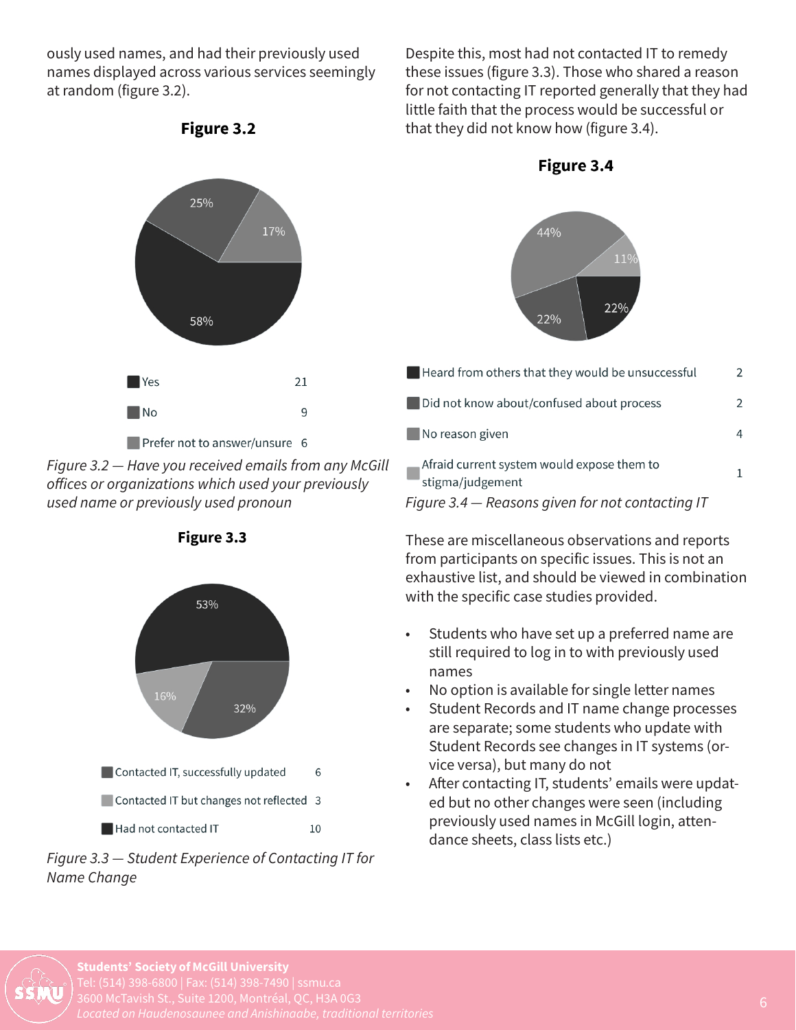ously used names, and had their previously used names displayed across various services seemingly at random (figure 3.2).

**Figure 3.2**

| | |
|---|---|
| Yes | 21 |
| No | 9 |
| Prefer not to answer/unsure | 6 |

*Figure 3.2 — Have you received emails from any McGill offices or organizations which used your previously used name or previously used pronoun*

**Figure 3.3**

| | |
|---|---|
| Contacted IT, successfully updated | 6 |
| Contacted IT but changes not reflected | 3 |
| Had not contacted IT | 10 |

*Figure 3.3 — Student Experience of Contacting IT for Name Change*

Despite this, most had not contacted IT to remedy these issues (figure 3.3). Those who shared a reason for not contacting IT reported generally that they had little faith that the process would be successful or that they did not know how (figure 3.4).

**Figure 3.4**

| | |
|---|---|
| Heard from others that they would be unsuccessful | 2 |
| Did not know about/confused about process | 2 |
| No reason given | 4 |
| Afraid current system would expose them to stigma/judgement | 1 |

*Figure 3.4 — Reasons given for not contacting IT*

These are miscellaneous observations and reports from participants on specific issues. This is not an exhaustive list, and should be viewed in combination with the specific case studies provided.

- Students who have set up a preferred name are still required to log in to with previously used names
- No option is available for single letter names
- Student Records and IT name change processes are separate; some students who update with Student Records see changes in IT systems (or-vice versa), but many do not
- After contacting IT, students' emails were updated but no other changes were seen (including previously used names in McGill login, attendance sheets, class lists etc.)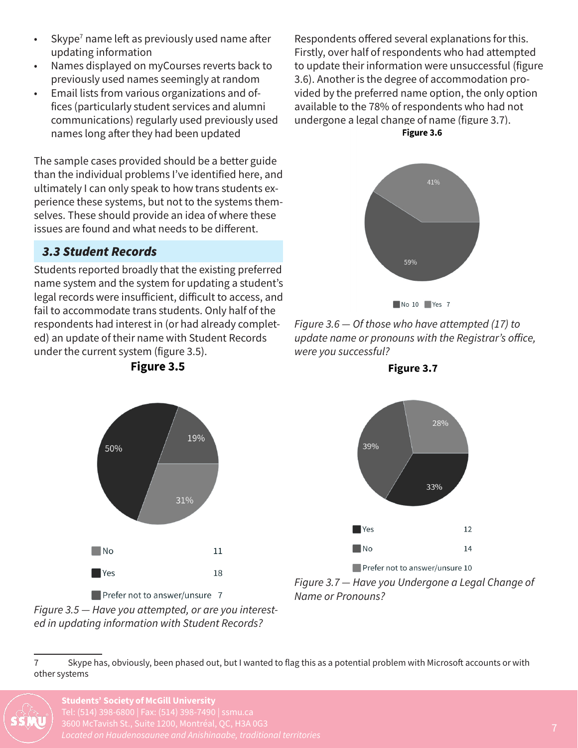- Skype[7] name left as previously used name after updating information
- Names displayed on myCourses reverts back to previously used names seemingly at random
- Email lists from various organizations and offices (particularly student services and alumni communications) regularly used previously used names long after they had been updated

The sample cases provided should be a better guide than the individual problems I've identified here, and ultimately I can only speak to how trans students experience these systems, but not to the systems themselves. These should provide an idea of where these issues are found and what needs to be different.

### 3.3 Student Records

Students reported broadly that the existing preferred name system and the system for updating a student's legal records were insufficient, difficult to access, and fail to accommodate trans students. Only half of the respondents had interest in (or had already completed) an update of their name with Student Records under the current system (figure 3.5).

**Figure 3.5**

| Response | Count | Percentage |
|---|---|---|
| No | 11 | 31% |
| Yes | 18 | 50% |
| Prefer not to answer/unsure | 7 | 19% |

*Figure 3.5 — Have you attempted, or are you interested in updating information with Student Records?*

Respondents offered several explanations for this. Firstly, over half of respondents who had attempted to update their information were unsuccessful (figure 3.6). Another is the degree of accommodation provided by the preferred name option, the only option available to the 78% of respondents who had not undergone a legal change of name (figure 3.7).

**Figure 3.6**

| Response | Count | Percentage |
|---|---|---|
| No | 10 | 59% |
| Yes | 7 | 41% |

*Figure 3.6 — Of those who have attempted (17) to update name or pronouns with the Registrar's office, were you successful?*

**Figure 3.7**

| Response | Count | Percentage |
|---|---|---|
| Yes | 12 | 33% |
| No | 14 | 39% |
| Prefer not to answer/unsure | 10 | 28% |

*Figure 3.7 — Have you Undergone a Legal Change of Name or Pronouns?*

---

7 Skype has, obviously, been phased out, but I wanted to flag this as a potential problem with Microsoft accounts or with other systems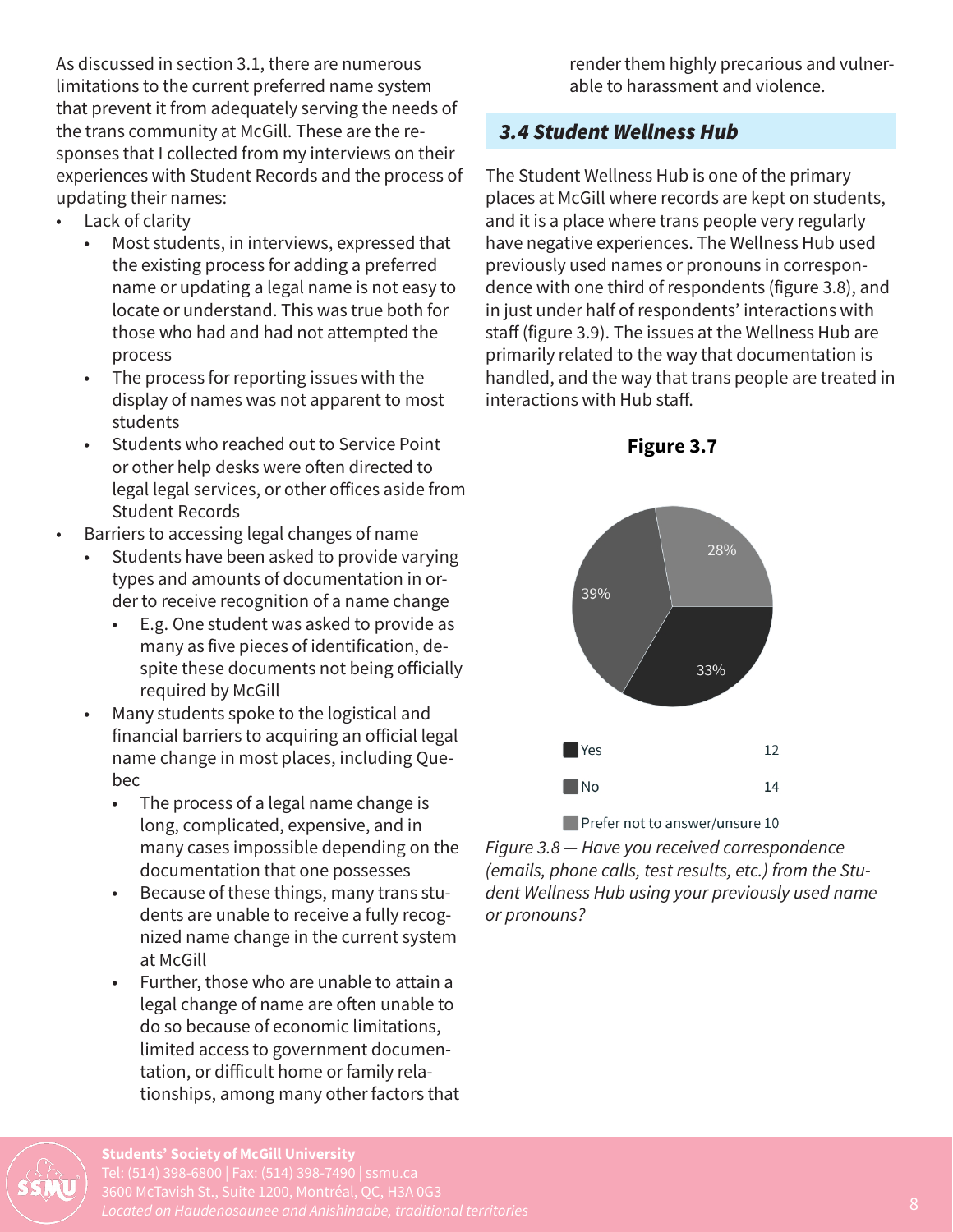As discussed in section 3.1, there are numerous limitations to the current preferred name system that prevent it from adequately serving the needs of the trans community at McGill. These are the responses that I collected from my interviews on their experiences with Student Records and the process of updating their names:

- Lack of clarity
  - Most students, in interviews, expressed that the existing process for adding a preferred name or updating a legal name is not easy to locate or understand. This was true both for those who had and had not attempted the process
  - The process for reporting issues with the display of names was not apparent to most students
  - Students who reached out to Service Point or other help desks were often directed to legal legal services, or other offices aside from Student Records
- Barriers to accessing legal changes of name
  - Students have been asked to provide varying types and amounts of documentation in order to receive recognition of a name change
    - E.g. One student was asked to provide as many as five pieces of identification, despite these documents not being officially required by McGill
  - Many students spoke to the logistical and financial barriers to acquiring an official legal name change in most places, including Quebec
    - The process of a legal name change is long, complicated, expensive, and in many cases impossible depending on the documentation that one possesses
    - Because of these things, many trans students are unable to receive a fully recognized name change in the current system at McGill
    - Further, those who are unable to attain a legal change of name are often unable to do so because of economic limitations, limited access to government documentation, or difficult home or family relationships, among many other factors that render them highly precarious and vulnerable to harassment and violence.

## 3.4 Student Wellness Hub

The Student Wellness Hub is one of the primary places at McGill where records are kept on students, and it is a place where trans people very regularly have negative experiences. The Wellness Hub used previously used names or pronouns in correspondence with one third of respondents (figure 3.8), and in just under half of respondents' interactions with staff (figure 3.9). The issues at the Wellness Hub are primarily related to the way that documentation is handled, and the way that trans people are treated in interactions with Hub staff.

**Figure 3.7**

| Response | Count | Percent |
| --- | --- | --- |
| Yes | 12 | 33% |
| No | 14 | 39% |
| Prefer not to answer/unsure | 10 | 28% |

*Figure 3.8 — Have you received correspondence (emails, phone calls, test results, etc.) from the Student Wellness Hub using your previously used name or pronouns?*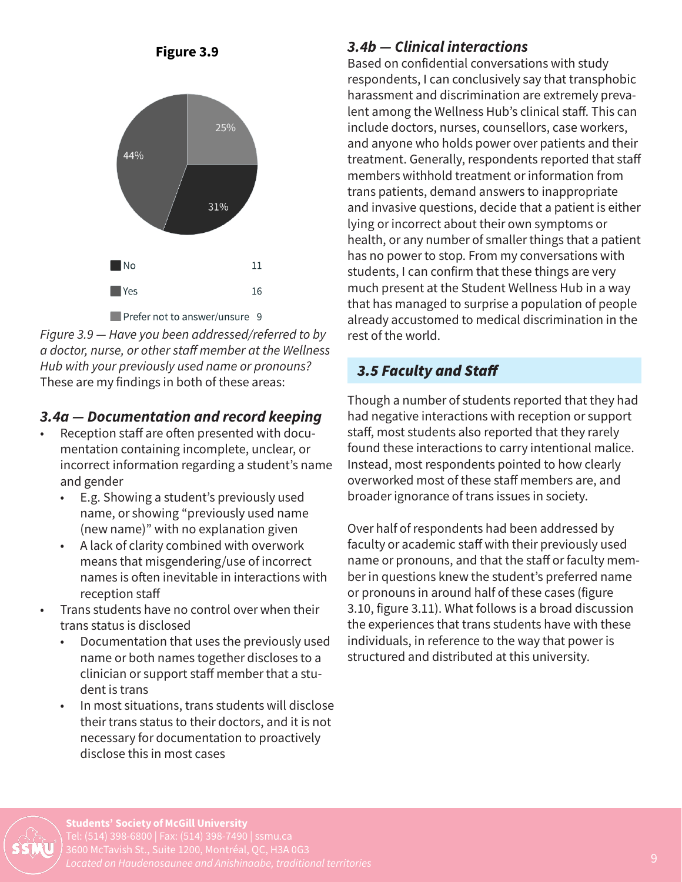**Figure 3.9**

| | |
|---|---|
| No | 11 |
| Yes | 16 |
| Prefer not to answer/unsure | 9 |

*Figure 3.9 — Have you been addressed/referred to by a doctor, nurse, or other staff member at the Wellness Hub with your previously used name or pronouns?*
These are my findings in both of these areas:

### *3.4a — Documentation and record keeping*

- Reception staff are often presented with documentation containing incomplete, unclear, or incorrect information regarding a student's name and gender
    - E.g. Showing a student's previously used name, or showing "previously used name (new name)" with no explanation given
    - A lack of clarity combined with overwork means that misgendering/use of incorrect names is often inevitable in interactions with reception staff
- Trans students have no control over when their trans status is disclosed
    - Documentation that uses the previously used name or both names together discloses to a clinician or support staff member that a student is trans
    - In most situations, trans students will disclose their trans status to their doctors, and it is not necessary for documentation to proactively disclose this in most cases

### *3.4b — Clinical interactions*

Based on confidential conversations with study respondents, I can conclusively say that transphobic harassment and discrimination are extremely prevalent among the Wellness Hub's clinical staff. This can include doctors, nurses, counsellors, case workers, and anyone who holds power over patients and their treatment. Generally, respondents reported that staff members withhold treatment or information from trans patients, demand answers to inappropriate and invasive questions, decide that a patient is either lying or incorrect about their own symptoms or health, or any number of smaller things that a patient has no power to stop. From my conversations with students, I can confirm that these things are very much present at the Student Wellness Hub in a way that has managed to surprise a population of people already accustomed to medical discrimination in the rest of the world.

## *3.5 Faculty and Staff*

Though a number of students reported that they had had negative interactions with reception or support staff, most students also reported that they rarely found these interactions to carry intentional malice. Instead, most respondents pointed to how clearly overworked most of these staff members are, and broader ignorance of trans issues in society.

Over half of respondents had been addressed by faculty or academic staff with their previously used name or pronouns, and that the staff or faculty member in questions knew the student's preferred name or pronouns in around half of these cases (figure 3.10, figure 3.11). What follows is a broad discussion the experiences that trans students have with these individuals, in reference to the way that power is structured and distributed at this university.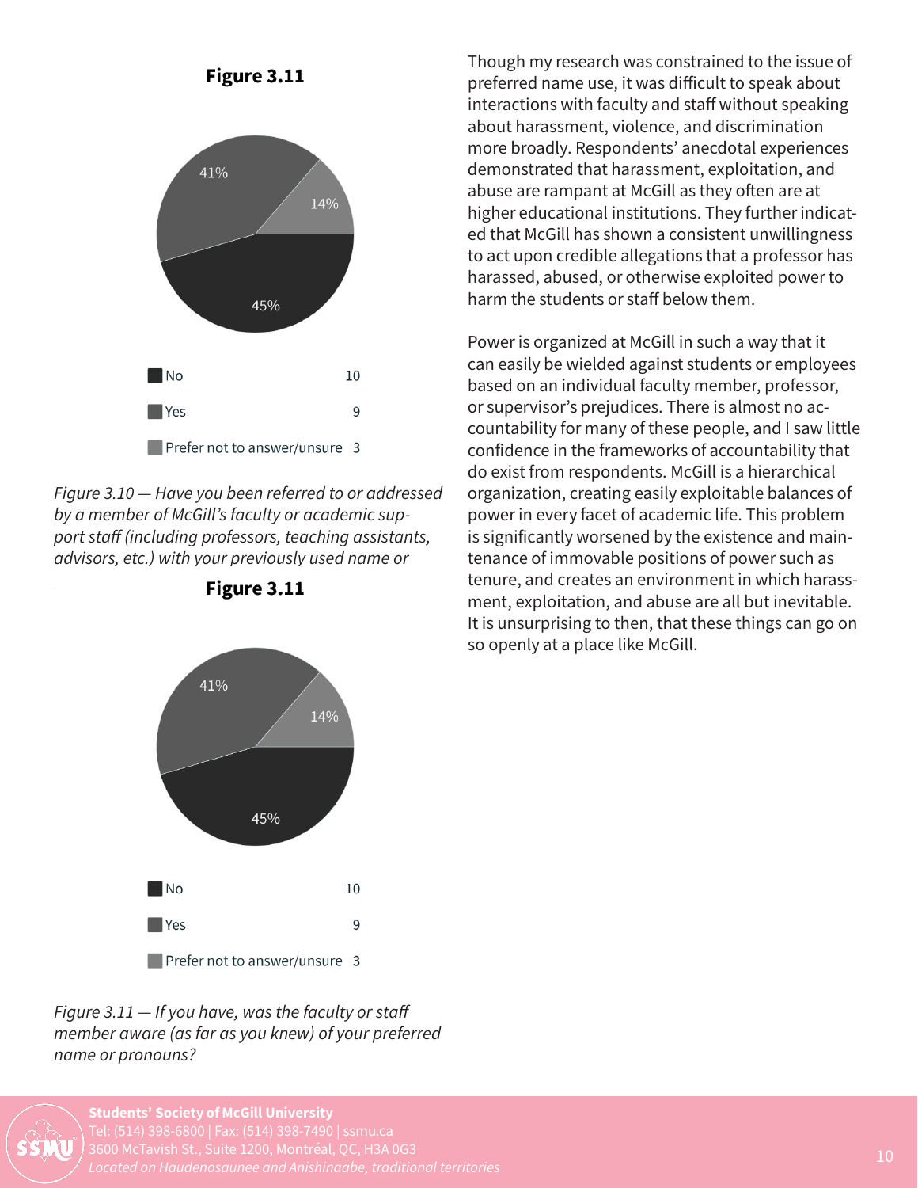**Figure 3.11**

| | | |
|---|---|---|
| No | 45% | 10 |
| Yes | 41% | 9 |
| Prefer not to answer/unsure | 14% | 3 |

*Figure 3.10 — Have you been referred to or addressed by a member of McGill's faculty or academic support staff (including professors, teaching assistants, advisors, etc.) with your previously used name or*

**Figure 3.11**

| | | |
|---|---|---|
| No | 45% | 10 |
| Yes | 41% | 9 |
| Prefer not to answer/unsure | 14% | 3 |

*Figure 3.11 — If you have, was the faculty or staff member aware (as far as you knew) of your preferred name or pronouns?*

Though my research was constrained to the issue of preferred name use, it was difficult to speak about interactions with faculty and staff without speaking about harassment, violence, and discrimination more broadly. Respondents' anecdotal experiences demonstrated that harassment, exploitation, and abuse are rampant at McGill as they often are at higher educational institutions. They further indicated that McGill has shown a consistent unwillingness to act upon credible allegations that a professor has harassed, abused, or otherwise exploited power to harm the students or staff below them.

Power is organized at McGill in such a way that it can easily be wielded against students or employees based on an individual faculty member, professor, or supervisor's prejudices. There is almost no accountability for many of these people, and I saw little confidence in the frameworks of accountability that do exist from respondents. McGill is a hierarchical organization, creating easily exploitable balances of power in every facet of academic life. This problem is significantly worsened by the existence and maintenance of immovable positions of power such as tenure, and creates an environment in which harassment, exploitation, and abuse are all but inevitable. It is unsurprising to then, that these things can go on so openly at a place like McGill.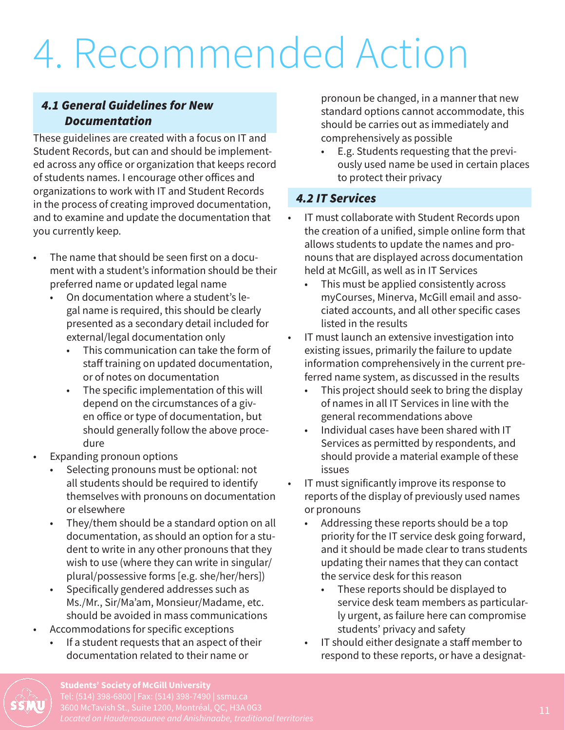# 4. Recommended Action

### *4.1 General Guidelines for New Documentation*

These guidelines are created with a focus on IT and Student Records, but can and should be implemented across any office or organization that keeps record of students names. I encourage other offices and organizations to work with IT and Student Records in the process of creating improved documentation, and to examine and update the documentation that you currently keep.

- The name that should be seen first on a document with a student's information should be their preferred name or updated legal name
  - On documentation where a student's legal name is required, this should be clearly presented as a secondary detail included for external/legal documentation only
    - This communication can take the form of staff training on updated documentation, or of notes on documentation
    - The specific implementation of this will depend on the circumstances of a given office or type of documentation, but should generally follow the above procedure
- Expanding pronoun options
  - Selecting pronouns must be optional: not all students should be required to identify themselves with pronouns on documentation or elsewhere
  - They/them should be a standard option on all documentation, as should an option for a student to write in any other pronouns that they wish to use (where they can write in singular/plural/possessive forms [e.g. she/her/hers])
  - Specifically gendered addresses such as Ms./Mr., Sir/Ma'am, Monsieur/Madame, etc. should be avoided in mass communications
- Accommodations for specific exceptions
  - If a student requests that an aspect of their documentation related to their name or pronoun be changed, in a manner that new standard options cannot accommodate, this should be carries out as immediately and comprehensively as possible
    - E.g. Students requesting that the previously used name be used in certain places to protect their privacy

### *4.2 IT Services*

- IT must collaborate with Student Records upon the creation of a unified, simple online form that allows students to update the names and pronouns that are displayed across documentation held at McGill, as well as in IT Services
  - This must be applied consistently across myCourses, Minerva, McGill email and associated accounts, and all other specific cases listed in the results
- IT must launch an extensive investigation into existing issues, primarily the failure to update information comprehensively in the current preferred name system, as discussed in the results
  - This project should seek to bring the display of names in all IT Services in line with the general recommendations above
  - Individual cases have been shared with IT Services as permitted by respondents, and should provide a material example of these issues
- IT must significantly improve its response to reports of the display of previously used names or pronouns
  - Addressing these reports should be a top priority for the IT service desk going forward, and it should be made clear to trans students updating their names that they can contact the service desk for this reason
    - These reports should be displayed to service desk team members as particularly urgent, as failure here can compromise students' privacy and safety
  - IT should either designate a staff member to respond to these reports, or have a designat-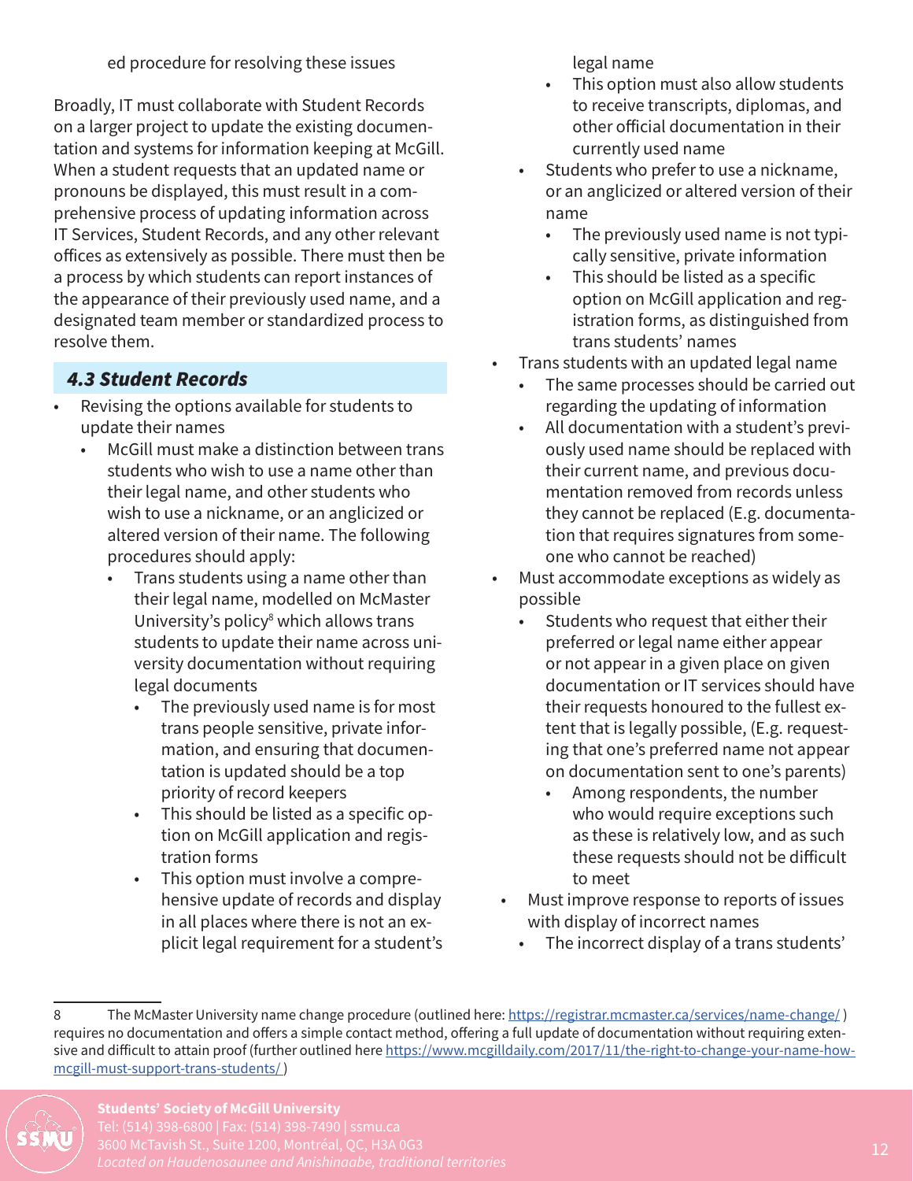ed procedure for resolving these issues

Broadly, IT must collaborate with Student Records on a larger project to update the existing documentation and systems for information keeping at McGill. When a student requests that an updated name or pronouns be displayed, this must result in a comprehensive process of updating information across IT Services, Student Records, and any other relevant offices as extensively as possible. There must then be a process by which students can report instances of the appearance of their previously used name, and a designated team member or standardized process to resolve them.

### 4.3 Student Records

- Revising the options available for students to update their names
  - McGill must make a distinction between trans students who wish to use a name other than their legal name, and other students who wish to use a nickname, or an anglicized or altered version of their name. The following procedures should apply:
    - Trans students using a name other than their legal name, modelled on McMaster University's policy[8] which allows trans students to update their name across university documentation without requiring legal documents
      - The previously used name is for most trans people sensitive, private information, and ensuring that documentation is updated should be a top priority of record keepers
      - This should be listed as a specific option on McGill application and registration forms
      - This option must involve a comprehensive update of records and display in all places where there is not an explicit legal requirement for a student's legal name
      - This option must also allow students to receive transcripts, diplomas, and other official documentation in their currently used name
    - Students who prefer to use a nickname, or an anglicized or altered version of their name
      - The previously used name is not typically sensitive, private information
      - This should be listed as a specific option on McGill application and registration forms, as distinguished from trans students' names
- Trans students with an updated legal name
  - The same processes should be carried out regarding the updating of information
  - All documentation with a student's previously used name should be replaced with their current name, and previous documentation removed from records unless they cannot be replaced (E.g. documentation that requires signatures from someone who cannot be reached)
- Must accommodate exceptions as widely as possible
  - Students who request that either their preferred or legal name either appear or not appear in a given place on given documentation or IT services should have their requests honoured to the fullest extent that is legally possible, (E.g. requesting that one's preferred name not appear on documentation sent to one's parents)
    - Among respondents, the number who would require exceptions such as these is relatively low, and as such these requests should not be difficult to meet
- Must improve response to reports of issues with display of incorrect names
  - The incorrect display of a trans students'

---

8 The McMaster University name change procedure (outlined here: https://registrar.mcmaster.ca/services/name-change/ ) requires no documentation and offers a simple contact method, offering a full update of documentation without requiring extensive and difficult to attain proof (further outlined here https://www.mcgilldaily.com/2017/11/the-right-to-change-your-name-how-mcgill-must-support-trans-students/ )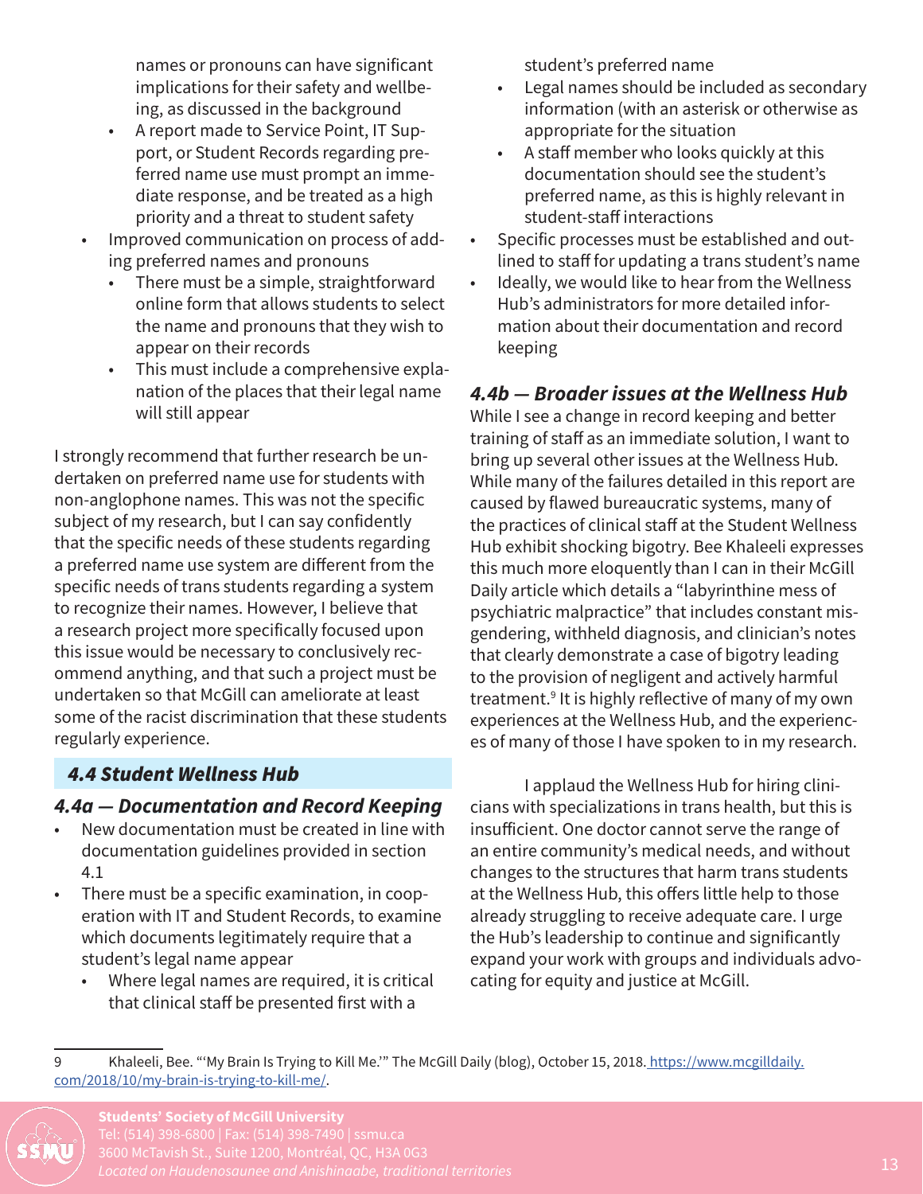names or pronouns can have significant implications for their safety and wellbeing, as discussed in the background
    - A report made to Service Point, IT Support, or Student Records regarding preferred name use must prompt an immediate response, and be treated as a high priority and a threat to student safety
- Improved communication on process of adding preferred names and pronouns
    - There must be a simple, straightforward online form that allows students to select the name and pronouns that they wish to appear on their records
    - This must include a comprehensive explanation of the places that their legal name will still appear

I strongly recommend that further research be undertaken on preferred name use for students with non-anglophone names. This was not the specific subject of my research, but I can say confidently that the specific needs of these students regarding a preferred name use system are different from the specific needs of trans students regarding a system to recognize their names. However, I believe that a research project more specifically focused upon this issue would be necessary to conclusively recommend anything, and that such a project must be undertaken so that McGill can ameliorate at least some of the racist discrimination that these students regularly experience.

## 4.4 Student Wellness Hub

### 4.4a — Documentation and Record Keeping

- New documentation must be created in line with documentation guidelines provided in section 4.1
- There must be a specific examination, in cooperation with IT and Student Records, to examine which documents legitimately require that a student's legal name appear
    - Where legal names are required, it is critical that clinical staff be presented first with a student's preferred name
    - Legal names should be included as secondary information (with an asterisk or otherwise as appropriate for the situation
    - A staff member who looks quickly at this documentation should see the student's preferred name, as this is highly relevant in student-staff interactions
- Specific processes must be established and outlined to staff for updating a trans student's name
- Ideally, we would like to hear from the Wellness Hub's administrators for more detailed information about their documentation and record keeping

### 4.4b — Broader issues at the Wellness Hub

While I see a change in record keeping and better training of staff as an immediate solution, I want to bring up several other issues at the Wellness Hub. While many of the failures detailed in this report are caused by flawed bureaucratic systems, many of the practices of clinical staff at the Student Wellness Hub exhibit shocking bigotry. Bee Khaleeli expresses this much more eloquently than I can in their McGill Daily article which details a "labyrinthine mess of psychiatric malpractice" that includes constant misgendering, withheld diagnosis, and clinician's notes that clearly demonstrate a case of bigotry leading to the provision of negligent and actively harmful treatment.[9] It is highly reflective of many of my own experiences at the Wellness Hub, and the experiences of many of those I have spoken to in my research.

I applaud the Wellness Hub for hiring clinicians with specializations in trans health, but this is insufficient. One doctor cannot serve the range of an entire community's medical needs, and without changes to the structures that harm trans students at the Wellness Hub, this offers little help to those already struggling to receive adequate care. I urge the Hub's leadership to continue and significantly expand your work with groups and individuals advocating for equity and justice at McGill.

---

9 Khaleeli, Bee. "'My Brain Is Trying to Kill Me.'" The McGill Daily (blog), October 15, 2018. https://www.mcgilldaily.com/2018/10/my-brain-is-trying-to-kill-me/.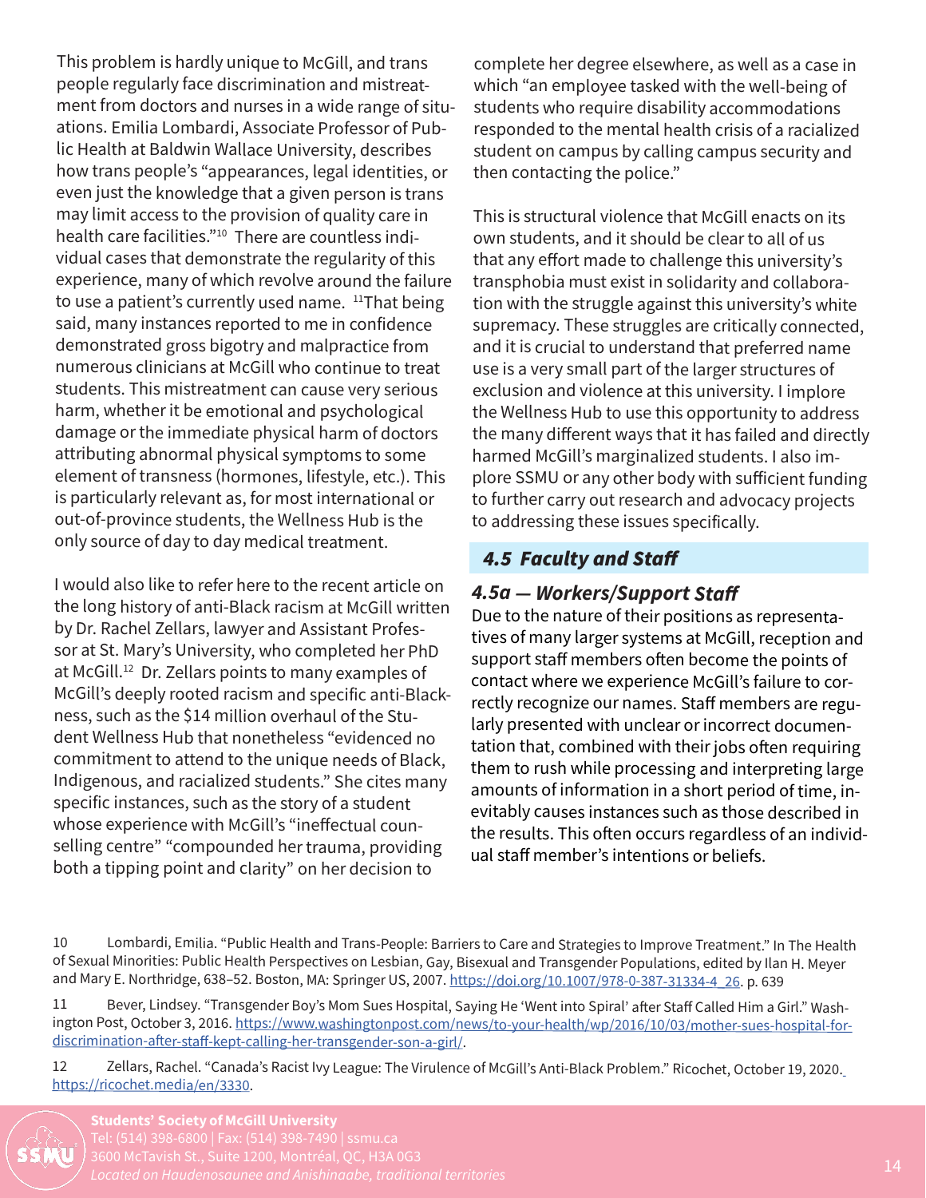This problem is hardly unique to McGill, and trans people regularly face discrimination and mistreatment from doctors and nurses in a wide range of situations. Emilia Lombardi, Associate Professor of Public Health at Baldwin Wallace University, describes how trans people's "appearances, legal identities, or even just the knowledge that a given person is trans may limit access to the provision of quality care in health care facilities."[10] There are countless individual cases that demonstrate the regularity of this experience, many of which revolve around the failure to use a patient's currently used name. [11]That being said, many instances reported to me in confidence demonstrated gross bigotry and malpractice from numerous clinicians at McGill who continue to treat students. This mistreatment can cause very serious harm, whether it be emotional and psychological damage or the immediate physical harm of doctors attributing abnormal physical symptoms to some element of transness (hormones, lifestyle, etc.). This is particularly relevant as, for most international or out-of-province students, the Wellness Hub is the only source of day to day medical treatment.

I would also like to refer here to the recent article on the long history of anti-Black racism at McGill written by Dr. Rachel Zellars, lawyer and Assistant Professor at St. Mary's University, who completed her PhD at McGill.[12] Dr. Zellars points to many examples of McGill's deeply rooted racism and specific anti-Blackness, such as the $14 million overhaul of the Student Wellness Hub that nonetheless "evidenced no commitment to attend to the unique needs of Black, Indigenous, and racialized students." She cites many specific instances, such as the story of a student whose experience with McGill's "ineffectual counselling centre" "compounded her trauma, providing both a tipping point and clarity" on her decision to complete her degree elsewhere, as well as a case in which "an employee tasked with the well-being of students who require disability accommodations responded to the mental health crisis of a racialized student on campus by calling campus security and then contacting the police."

This is structural violence that McGill enacts on its own students, and it should be clear to all of us that any effort made to challenge this university's transphobia must exist in solidarity and collaboration with the struggle against this university's white supremacy. These struggles are critically connected, and it is crucial to understand that preferred name use is a very small part of the larger structures of exclusion and violence at this university. I implore the Wellness Hub to use this opportunity to address the many different ways that it has failed and directly harmed McGill's marginalized students. I also implore SSMU or any other body with sufficient funding to further carry out research and advocacy projects to addressing these issues specifically.

## *4.5 Faculty and Staff*

### *4.5a — Workers/Support Staff*

Due to the nature of their positions as representatives of many larger systems at McGill, reception and support staff members often become the points of contact where we experience McGill's failure to correctly recognize our names. Staff members are regularly presented with unclear or incorrect documentation that, combined with their jobs often requiring them to rush while processing and interpreting large amounts of information in a short period of time, inevitably causes instances such as those described in the results. This often occurs regardless of an individual staff member's intentions or beliefs.

---

10 Lombardi, Emilia. "Public Health and Trans-People: Barriers to Care and Strategies to Improve Treatment." In The Health of Sexual Minorities: Public Health Perspectives on Lesbian, Gay, Bisexual and Transgender Populations, edited by Ilan H. Meyer and Mary E. Northridge, 638–52. Boston, MA: Springer US, 2007. https://doi.org/10.1007/978-0-387-31334-4_26. p. 639

11 Bever, Lindsey. "Transgender Boy's Mom Sues Hospital, Saying He 'Went into Spiral' after Staff Called Him a Girl." Washington Post, October 3, 2016. https://www.washingtonpost.com/news/to-your-health/wp/2016/10/03/mother-sues-hospital-for-discrimination-after-staff-kept-calling-her-transgender-son-a-girl/.

12 Zellars, Rachel. "Canada's Racist Ivy League: The Virulence of McGill's Anti-Black Problem." Ricochet, October 19, 2020. https://ricochet.media/en/3330.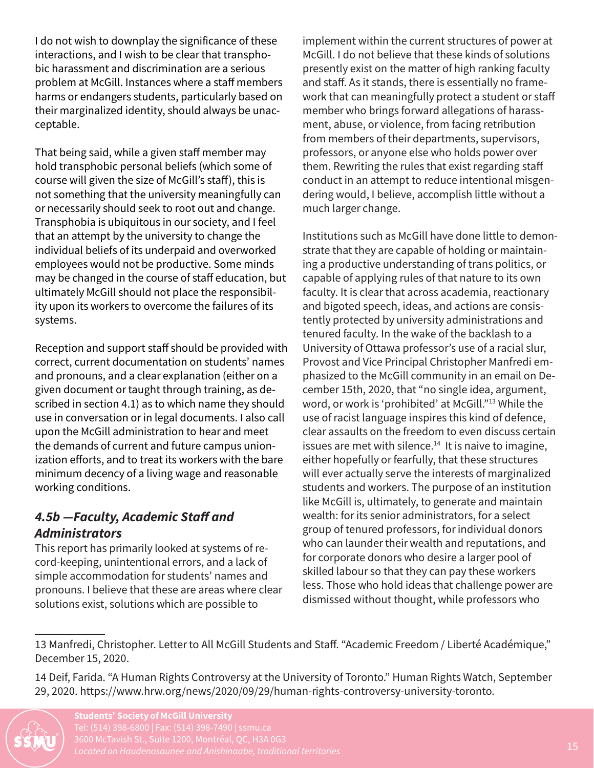I do not wish to downplay the significance of these interactions, and I wish to be clear that transphobic harassment and discrimination are a serious problem at McGill. Instances where a staff members harms or endangers students, particularly based on their marginalized identity, should always be unacceptable.

That being said, while a given staff member may hold transphobic personal beliefs (which some of course will given the size of McGill's staff), this is not something that the university meaningfully can or necessarily should seek to root out and change. Transphobia is ubiquitous in our society, and I feel that an attempt by the university to change the individual beliefs of its underpaid and overworked employees would not be productive. Some minds may be changed in the course of staff education, but ultimately McGill should not place the responsibility upon its workers to overcome the failures of its systems.

Reception and support staff should be provided with correct, current documentation on students' names and pronouns, and a clear explanation (either on a given document or taught through training, as described in section 4.1) as to which name they should use in conversation or in legal documents. I also call upon the McGill administration to hear and meet the demands of current and future campus unionization efforts, and to treat its workers with the bare minimum decency of a living wage and reasonable working conditions.

### *4.5b —Faculty, Academic Staff and Administrators*

This report has primarily looked at systems of record-keeping, unintentional errors, and a lack of simple accommodation for students' names and pronouns. I believe that these are areas where clear solutions exist, solutions which are possible to implement within the current structures of power at McGill. I do not believe that these kinds of solutions presently exist on the matter of high ranking faculty and staff. As it stands, there is essentially no framework that can meaningfully protect a student or staff member who brings forward allegations of harassment, abuse, or violence, from facing retribution from members of their departments, supervisors, professors, or anyone else who holds power over them. Rewriting the rules that exist regarding staff conduct in an attempt to reduce intentional misgendering would, I believe, accomplish little without a much larger change.

Institutions such as McGill have done little to demonstrate that they are capable of holding or maintaining a productive understanding of trans politics, or capable of applying rules of that nature to its own faculty. It is clear that across academia, reactionary and bigoted speech, ideas, and actions are consistently protected by university administrations and tenured faculty. In the wake of the backlash to a University of Ottawa professor's use of a racial slur, Provost and Vice Principal Christopher Manfredi emphasized to the McGill community in an email on December 15th, 2020, that "no single idea, argument, word, or work is 'prohibited' at McGill."[13] While the use of racist language inspires this kind of defence, clear assaults on the freedom to even discuss certain issues are met with silence.[14] It is naive to imagine, either hopefully or fearfully, that these structures will ever actually serve the interests of marginalized students and workers. The purpose of an institution like McGill is, ultimately, to generate and maintain wealth: for its senior administrators, for a select group of tenured professors, for individual donors who can launder their wealth and reputations, and for corporate donors who desire a larger pool of skilled labour so that they can pay these workers less. Those who hold ideas that challenge power are dismissed without thought, while professors who

---

13 Manfredi, Christopher. Letter to All McGill Students and Staff. "Academic Freedom / Liberté Académique," December 15, 2020.

14 Deif, Farida. "A Human Rights Controversy at the University of Toronto." Human Rights Watch, September 29, 2020. https://www.hrw.org/news/2020/09/29/human-rights-controversy-university-toronto.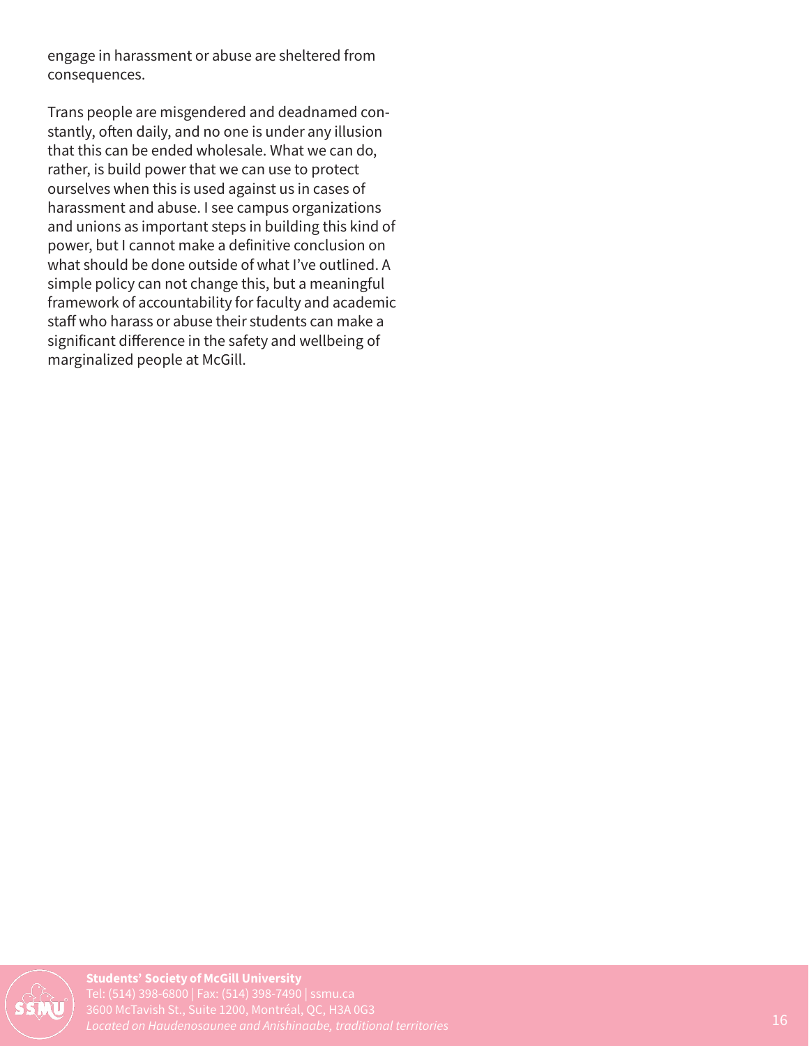engage in harassment or abuse are sheltered from consequences.

Trans people are misgendered and deadnamed constantly, often daily, and no one is under any illusion that this can be ended wholesale. What we can do, rather, is build power that we can use to protect ourselves when this is used against us in cases of harassment and abuse. I see campus organizations and unions as important steps in building this kind of power, but I cannot make a definitive conclusion on what should be done outside of what I've outlined. A simple policy can not change this, but a meaningful framework of accountability for faculty and academic staff who harass or abuse their students can make a significant difference in the safety and wellbeing of marginalized people at McGill.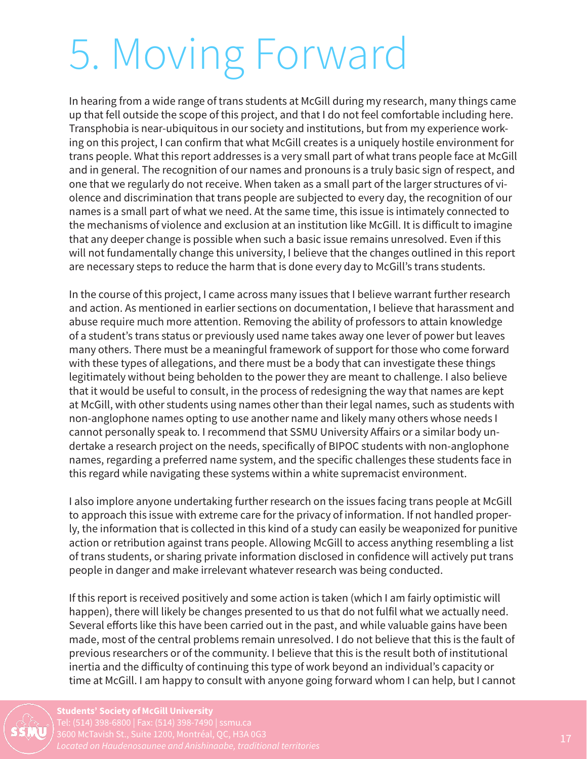# 5. Moving Forward

In hearing from a wide range of trans students at McGill during my research, many things came up that fell outside the scope of this project, and that I do not feel comfortable including here. Transphobia is near-ubiquitous in our society and institutions, but from my experience working on this project, I can confirm that what McGill creates is a uniquely hostile environment for trans people. What this report addresses is a very small part of what trans people face at McGill and in general. The recognition of our names and pronouns is a truly basic sign of respect, and one that we regularly do not receive. When taken as a small part of the larger structures of violence and discrimination that trans people are subjected to every day, the recognition of our names is a small part of what we need. At the same time, this issue is intimately connected to the mechanisms of violence and exclusion at an institution like McGill. It is difficult to imagine that any deeper change is possible when such a basic issue remains unresolved. Even if this will not fundamentally change this university, I believe that the changes outlined in this report are necessary steps to reduce the harm that is done every day to McGill's trans students.

In the course of this project, I came across many issues that I believe warrant further research and action. As mentioned in earlier sections on documentation, I believe that harassment and abuse require much more attention. Removing the ability of professors to attain knowledge of a student's trans status or previously used name takes away one lever of power but leaves many others. There must be a meaningful framework of support for those who come forward with these types of allegations, and there must be a body that can investigate these things legitimately without being beholden to the power they are meant to challenge. I also believe that it would be useful to consult, in the process of redesigning the way that names are kept at McGill, with other students using names other than their legal names, such as students with non-anglophone names opting to use another name and likely many others whose needs I cannot personally speak to. I recommend that SSMU University Affairs or a similar body undertake a research project on the needs, specifically of BIPOC students with non-anglophone names, regarding a preferred name system, and the specific challenges these students face in this regard while navigating these systems within a white supremacist environment.

I also implore anyone undertaking further research on the issues facing trans people at McGill to approach this issue with extreme care for the privacy of information. If not handled properly, the information that is collected in this kind of a study can easily be weaponized for punitive action or retribution against trans people. Allowing McGill to access anything resembling a list of trans students, or sharing private information disclosed in confidence will actively put trans people in danger and make irrelevant whatever research was being conducted.

If this report is received positively and some action is taken (which I am fairly optimistic will happen), there will likely be changes presented to us that do not fulfil what we actually need. Several efforts like this have been carried out in the past, and while valuable gains have been made, most of the central problems remain unresolved. I do not believe that this is the fault of previous researchers or of the community. I believe that this is the result both of institutional inertia and the difficulty of continuing this type of work beyond an individual's capacity or time at McGill. I am happy to consult with anyone going forward whom I can help, but I cannot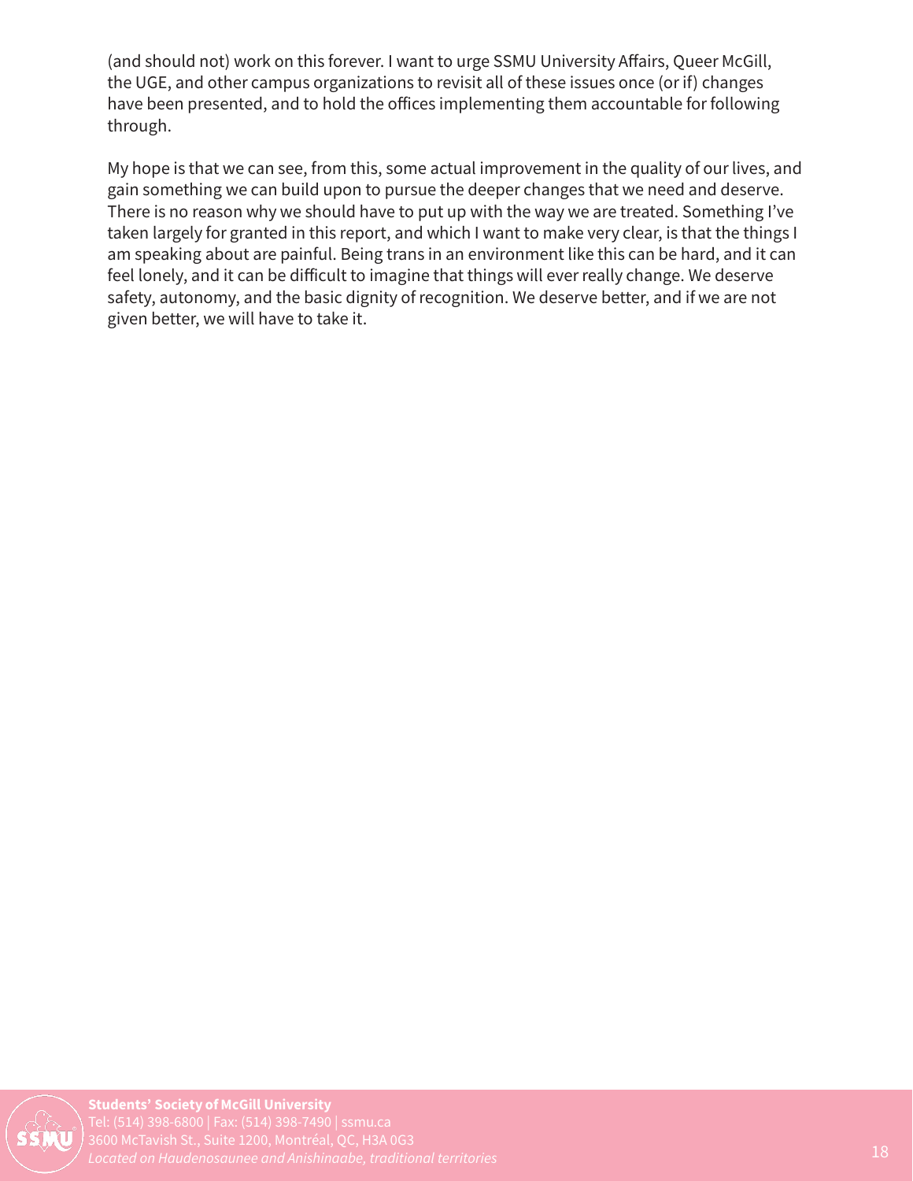(and should not) work on this forever. I want to urge SSMU University Affairs, Queer McGill, the UGE, and other campus organizations to revisit all of these issues once (or if) changes have been presented, and to hold the offices implementing them accountable for following through.

My hope is that we can see, from this, some actual improvement in the quality of our lives, and gain something we can build upon to pursue the deeper changes that we need and deserve. There is no reason why we should have to put up with the way we are treated. Something I've taken largely for granted in this report, and which I want to make very clear, is that the things I am speaking about are painful. Being trans in an environment like this can be hard, and it can feel lonely, and it can be difficult to imagine that things will ever really change. We deserve safety, autonomy, and the basic dignity of recognition. We deserve better, and if we are not given better, we will have to take it.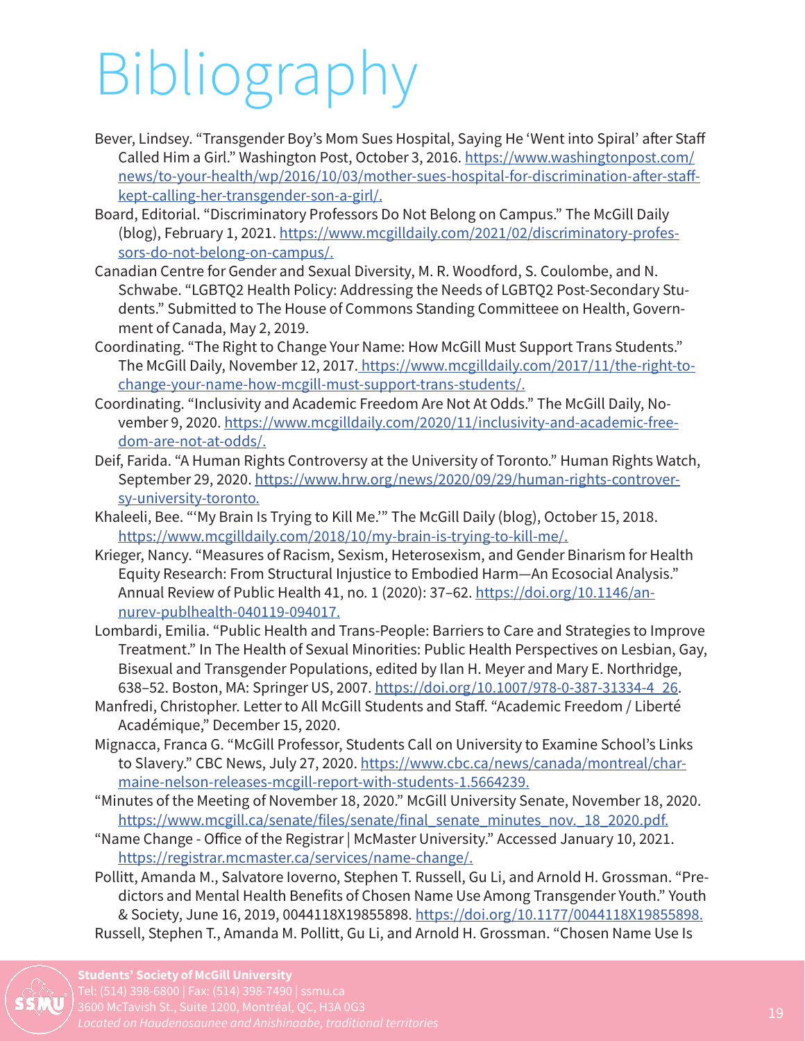# Bibliography

Bever, Lindsey. "Transgender Boy's Mom Sues Hospital, Saying He 'Went into Spiral' after Staff Called Him a Girl." Washington Post, October 3, 2016. https://www.washingtonpost.com/news/to-your-health/wp/2016/10/03/mother-sues-hospital-for-discrimination-after-staff-kept-calling-her-transgender-son-a-girl/.

Board, Editorial. "Discriminatory Professors Do Not Belong on Campus." The McGill Daily (blog), February 1, 2021. https://www.mcgilldaily.com/2021/02/discriminatory-professors-do-not-belong-on-campus/.

Canadian Centre for Gender and Sexual Diversity, M. R. Woodford, S. Coulombe, and N. Schwabe. "LGBTQ2 Health Policy: Addressing the Needs of LGBTQ2 Post-Secondary Students." Submitted to The House of Commons Standing Committeee on Health, Government of Canada, May 2, 2019.

Coordinating. "The Right to Change Your Name: How McGill Must Support Trans Students." The McGill Daily, November 12, 2017. https://www.mcgilldaily.com/2017/11/the-right-to-change-your-name-how-mcgill-must-support-trans-students/.

Coordinating. "Inclusivity and Academic Freedom Are Not At Odds." The McGill Daily, November 9, 2020. https://www.mcgilldaily.com/2020/11/inclusivity-and-academic-freedom-are-not-at-odds/.

Deif, Farida. "A Human Rights Controversy at the University of Toronto." Human Rights Watch, September 29, 2020. https://www.hrw.org/news/2020/09/29/human-rights-controversy-university-toronto.

Khaleeli, Bee. "'My Brain Is Trying to Kill Me.'" The McGill Daily (blog), October 15, 2018. https://www.mcgilldaily.com/2018/10/my-brain-is-trying-to-kill-me/.

Krieger, Nancy. "Measures of Racism, Sexism, Heterosexism, and Gender Binarism for Health Equity Research: From Structural Injustice to Embodied Harm—An Ecosocial Analysis." Annual Review of Public Health 41, no. 1 (2020): 37–62. https://doi.org/10.1146/annurev-publhealth-040119-094017.

Lombardi, Emilia. "Public Health and Trans-People: Barriers to Care and Strategies to Improve Treatment." In The Health of Sexual Minorities: Public Health Perspectives on Lesbian, Gay, Bisexual and Transgender Populations, edited by Ilan H. Meyer and Mary E. Northridge, 638–52. Boston, MA: Springer US, 2007. https://doi.org/10.1007/978-0-387-31334-4_26.

Manfredi, Christopher. Letter to All McGill Students and Staff. "Academic Freedom / Liberté Académique," December 15, 2020.

Mignacca, Franca G. "McGill Professor, Students Call on University to Examine School's Links to Slavery." CBC News, July 27, 2020. https://www.cbc.ca/news/canada/montreal/charmaine-nelson-releases-mcgill-report-with-students-1.5664239.

"Minutes of the Meeting of November 18, 2020." McGill University Senate, November 18, 2020. https://www.mcgill.ca/senate/files/senate/final_senate_minutes_nov._18_2020.pdf.

"Name Change - Office of the Registrar | McMaster University." Accessed January 10, 2021. https://registrar.mcmaster.ca/services/name-change/.

Pollitt, Amanda M., Salvatore Ioverno, Stephen T. Russell, Gu Li, and Arnold H. Grossman. "Predictors and Mental Health Benefits of Chosen Name Use Among Transgender Youth." Youth & Society, June 16, 2019, 0044118X19855898. https://doi.org/10.1177/0044118X19855898.

Russell, Stephen T., Amanda M. Pollitt, Gu Li, and Arnold H. Grossman. "Chosen Name Use Is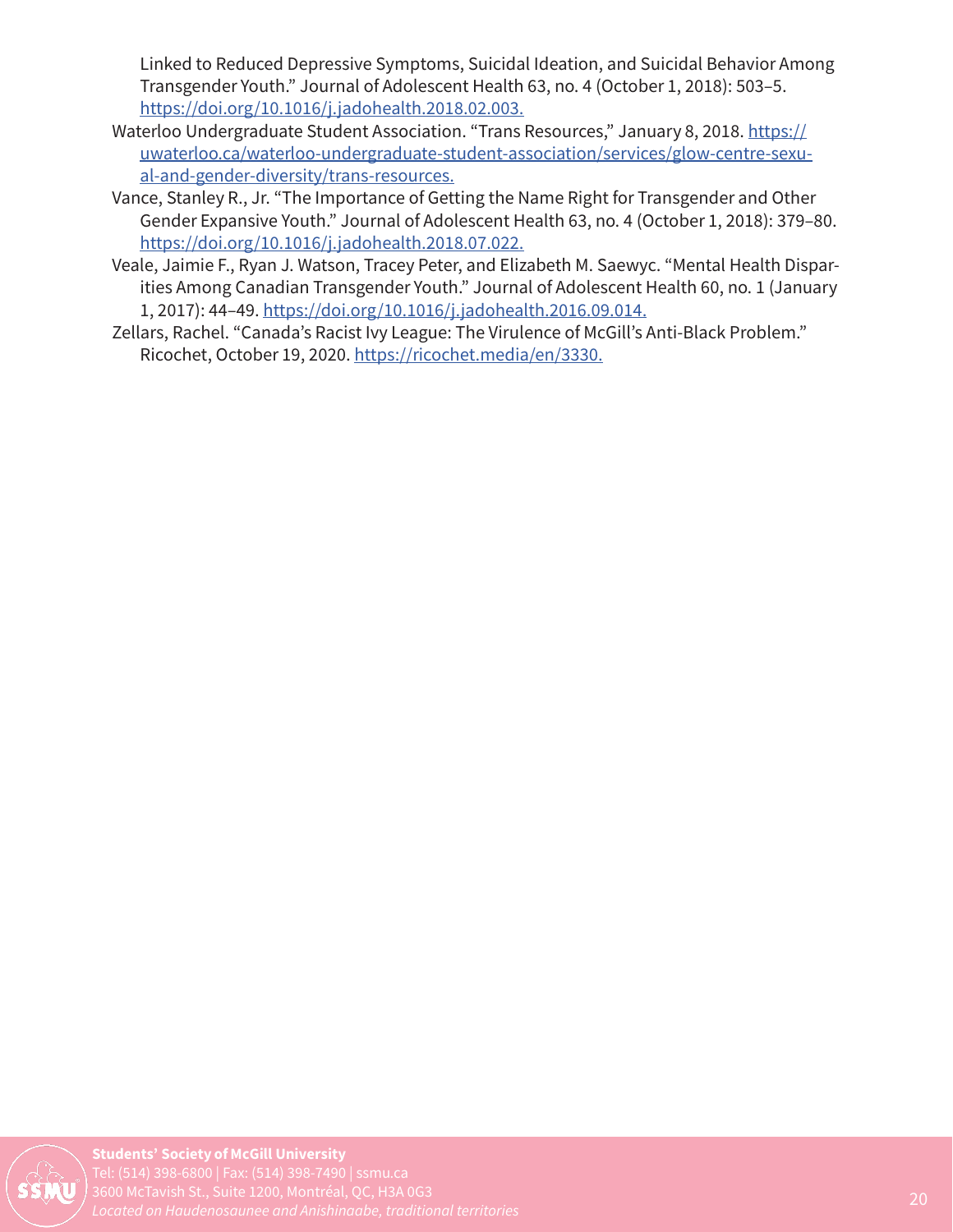Linked to Reduced Depressive Symptoms, Suicidal Ideation, and Suicidal Behavior Among Transgender Youth." Journal of Adolescent Health 63, no. 4 (October 1, 2018): 503–5. https://doi.org/10.1016/j.jadohealth.2018.02.003.

Waterloo Undergraduate Student Association. "Trans Resources," January 8, 2018. https://uwaterloo.ca/waterloo-undergraduate-student-association/services/glow-centre-sexual-and-gender-diversity/trans-resources.

Vance, Stanley R., Jr. "The Importance of Getting the Name Right for Transgender and Other Gender Expansive Youth." Journal of Adolescent Health 63, no. 4 (October 1, 2018): 379–80. https://doi.org/10.1016/j.jadohealth.2018.07.022.

Veale, Jaimie F., Ryan J. Watson, Tracey Peter, and Elizabeth M. Saewyc. "Mental Health Disparities Among Canadian Transgender Youth." Journal of Adolescent Health 60, no. 1 (January 1, 2017): 44–49. https://doi.org/10.1016/j.jadohealth.2016.09.014.

Zellars, Rachel. "Canada's Racist Ivy League: The Virulence of McGill's Anti-Black Problem." Ricochet, October 19, 2020. https://ricochet.media/en/3330.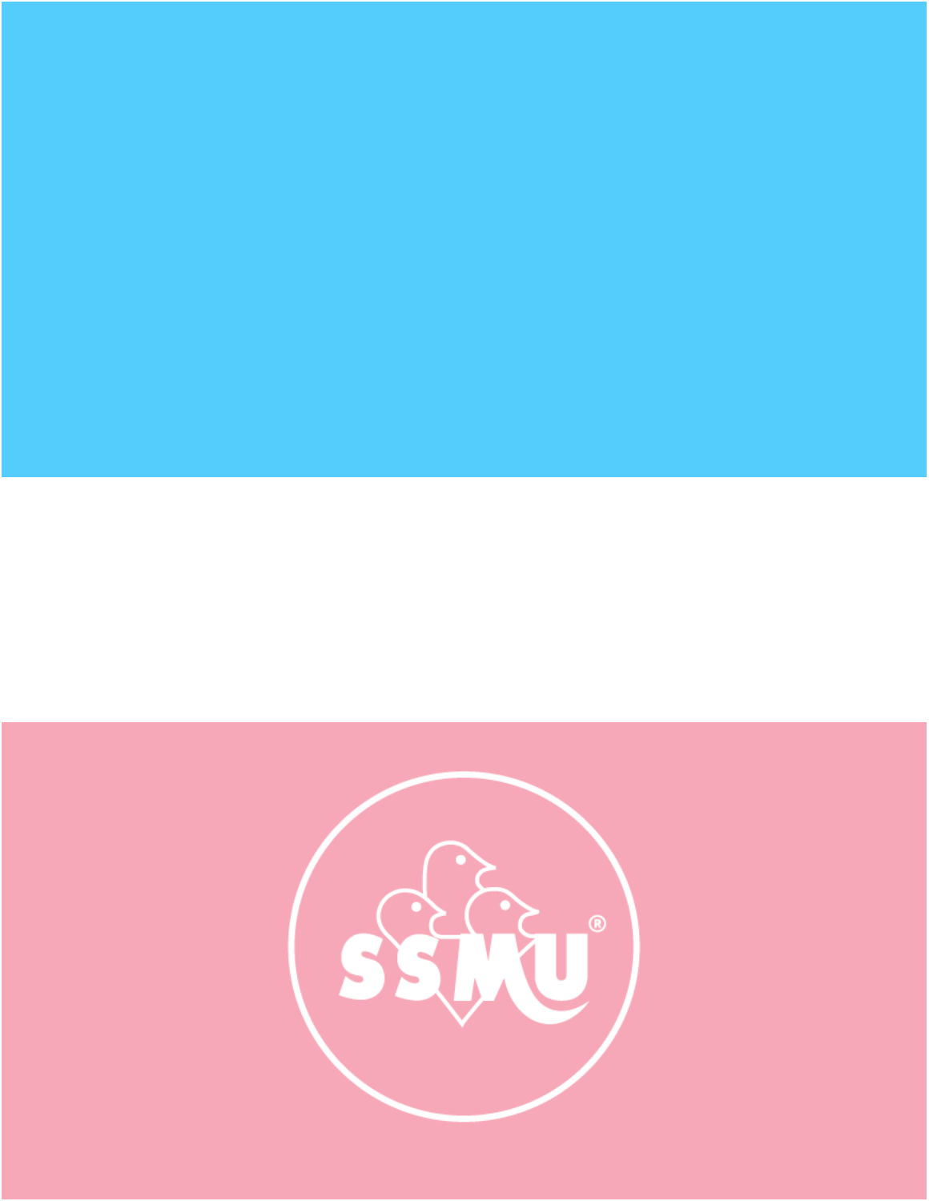SSMU®